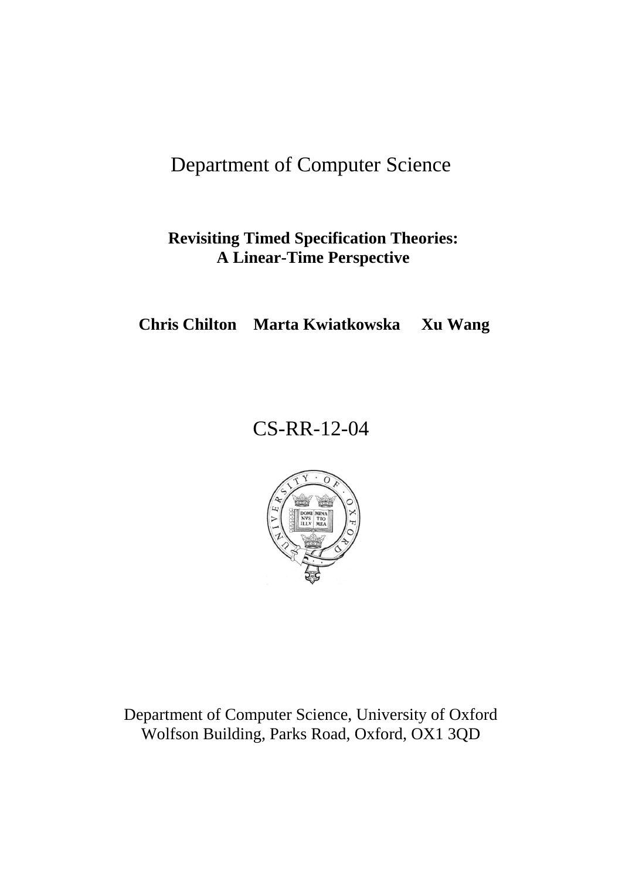Department of Computer Science

# Revisiting Timed Specification Theories: A Linear-Time Perspective

**Chris Chilton Marta Kwiatkowska Xu Wang**

CS-RR-12-04

Department of Computer Science, University of Oxford
Wolfson Building, Parks Road, Oxford, OX1 3QD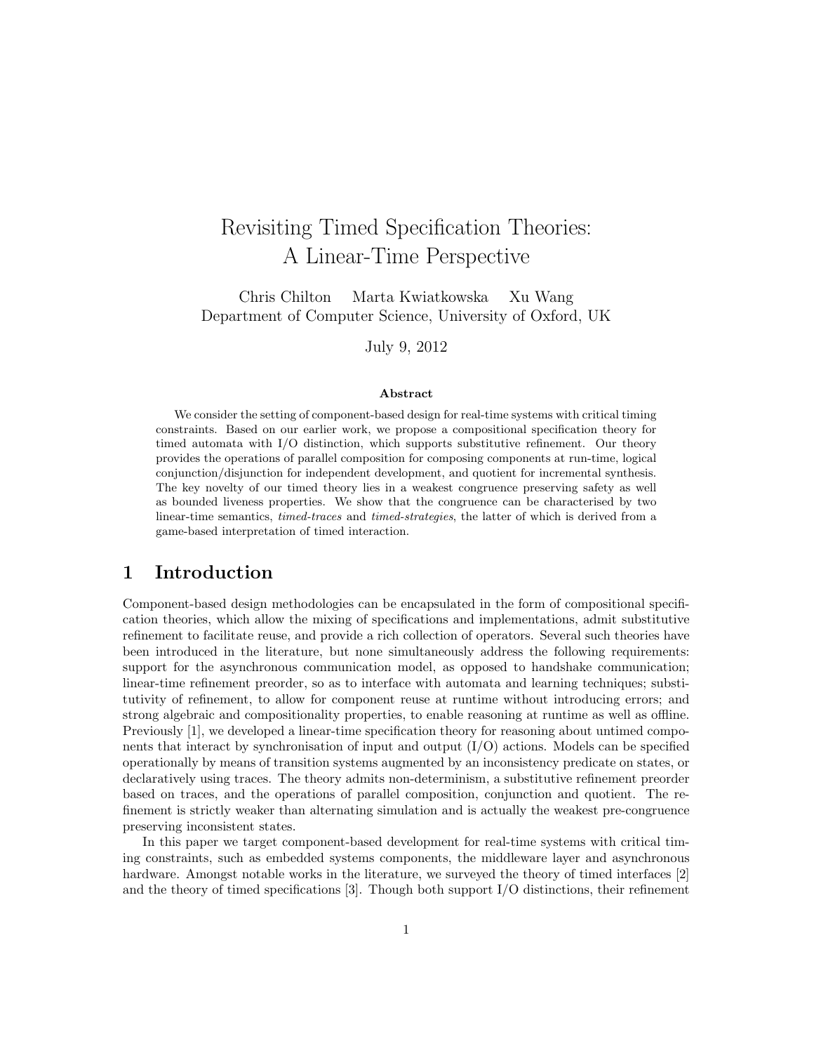# Revisiting Timed Specification Theories: A Linear-Time Perspective

Chris Chilton   Marta Kwiatkowska   Xu Wang
Department of Computer Science, University of Oxford, UK

July 9, 2012

**Abstract**

We consider the setting of component-based design for real-time systems with critical timing constraints. Based on our earlier work, we propose a compositional specification theory for timed automata with I/O distinction, which supports substitutive refinement. Our theory provides the operations of parallel composition for composing components at run-time, logical conjunction/disjunction for independent development, and quotient for incremental synthesis. The key novelty of our timed theory lies in a weakest congruence preserving safety as well as bounded liveness properties. We show that the congruence can be characterised by two linear-time semantics, *timed-traces* and *timed-strategies*, the latter of which is derived from a game-based interpretation of timed interaction.

## 1 Introduction

Component-based design methodologies can be encapsulated in the form of compositional specification theories, which allow the mixing of specifications and implementations, admit substitutive refinement to facilitate reuse, and provide a rich collection of operators. Several such theories have been introduced in the literature, but none simultaneously address the following requirements: support for the asynchronous communication model, as opposed to handshake communication; linear-time refinement preorder, so as to interface with automata and learning techniques; substitutivity of refinement, to allow for component reuse at runtime without introducing errors; and strong algebraic and compositionality properties, to enable reasoning at runtime as well as offline. Previously [1], we developed a linear-time specification theory for reasoning about untimed components that interact by synchronisation of input and output (I/O) actions. Models can be specified operationally by means of transition systems augmented by an inconsistency predicate on states, or declaratively using traces. The theory admits non-determinism, a substitutive refinement preorder based on traces, and the operations of parallel composition, conjunction and quotient. The refinement is strictly weaker than alternating simulation and is actually the weakest pre-congruence preserving inconsistent states.

In this paper we target component-based development for real-time systems with critical timing constraints, such as embedded systems components, the middleware layer and asynchronous hardware. Amongst notable works in the literature, we surveyed the theory of timed interfaces [2] and the theory of timed specifications [3]. Though both support I/O distinctions, their refinement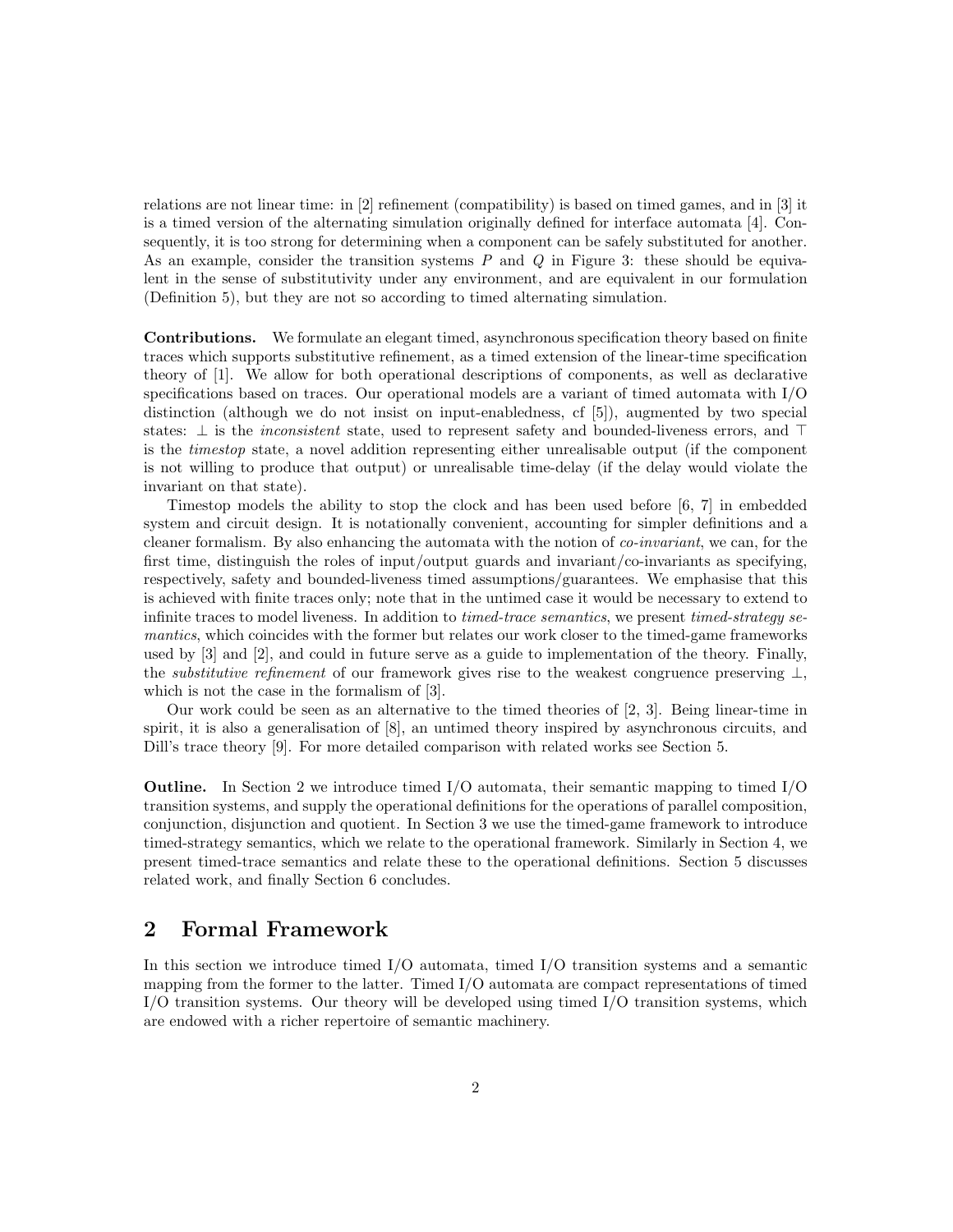relations are not linear time: in [2] refinement (compatibility) is based on timed games, and in [3] it is a timed version of the alternating simulation originally defined for interface automata [4]. Consequently, it is too strong for determining when a component can be safely substituted for another. As an example, consider the transition systems $P$ and $Q$ in Figure 3: these should be equivalent in the sense of substitutivity under any environment, and are equivalent in our formulation (Definition 5), but they are not so according to timed alternating simulation.

**Contributions.** We formulate an elegant timed, asynchronous specification theory based on finite traces which supports substitutive refinement, as a timed extension of the linear-time specification theory of [1]. We allow for both operational descriptions of components, as well as declarative specifications based on traces. Our operational models are a variant of timed automata with I/O distinction (although we do not insist on input-enabledness, cf [5]), augmented by two special states: $\bot$ is the *inconsistent* state, used to represent safety and bounded-liveness errors, and $\top$ is the *timestop* state, a novel addition representing either unrealisable output (if the component is not willing to produce that output) or unrealisable time-delay (if the delay would violate the invariant on that state).

Timestop models the ability to stop the clock and has been used before [6, 7] in embedded system and circuit design. It is notationally convenient, accounting for simpler definitions and a cleaner formalism. By also enhancing the automata with the notion of *co-invariant*, we can, for the first time, distinguish the roles of input/output guards and invariant/co-invariants as specifying, respectively, safety and bounded-liveness timed assumptions/guarantees. We emphasise that this is achieved with finite traces only; note that in the untimed case it would be necessary to extend to infinite traces to model liveness. In addition to *timed-trace semantics*, we present *timed-strategy semantics*, which coincides with the former but relates our work closer to the timed-game frameworks used by [3] and [2], and could in future serve as a guide to implementation of the theory. Finally, the *substitutive refinement* of our framework gives rise to the weakest congruence preserving $\bot$, which is not the case in the formalism of [3].

Our work could be seen as an alternative to the timed theories of [2, 3]. Being linear-time in spirit, it is also a generalisation of [8], an untimed theory inspired by asynchronous circuits, and Dill's trace theory [9]. For more detailed comparison with related works see Section 5.

**Outline.** In Section 2 we introduce timed I/O automata, their semantic mapping to timed I/O transition systems, and supply the operational definitions for the operations of parallel composition, conjunction, disjunction and quotient. In Section 3 we use the timed-game framework to introduce timed-strategy semantics, which we relate to the operational framework. Similarly in Section 4, we present timed-trace semantics and relate these to the operational definitions. Section 5 discusses related work, and finally Section 6 concludes.

## 2 Formal Framework

In this section we introduce timed I/O automata, timed I/O transition systems and a semantic mapping from the former to the latter. Timed I/O automata are compact representations of timed I/O transition systems. Our theory will be developed using timed I/O transition systems, which are endowed with a richer repertoire of semantic machinery.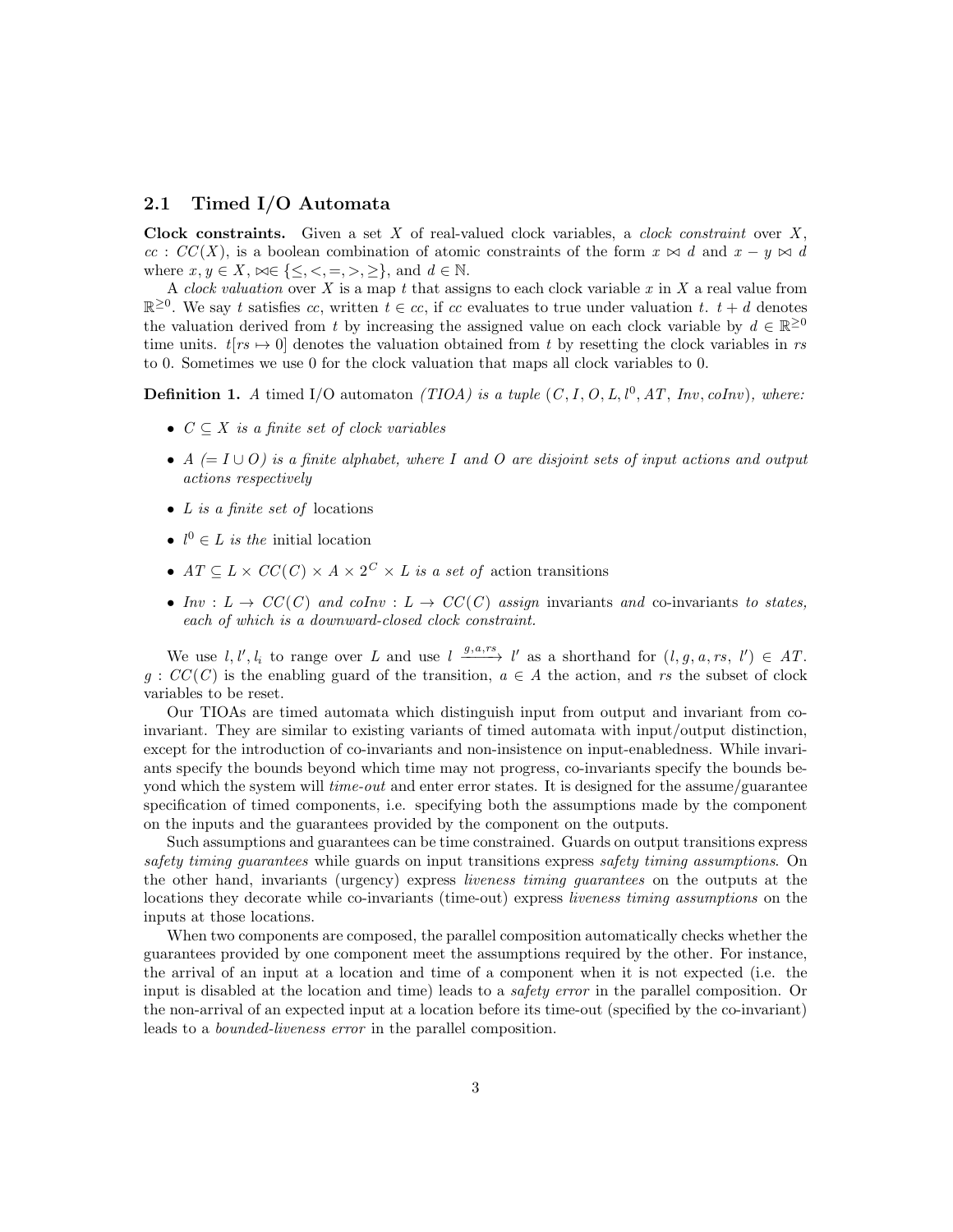### 2.1 Timed I/O Automata

**Clock constraints.** Given a set $X$ of real-valued clock variables, a *clock constraint* over $X$, $cc : CC(X)$, is a boolean combination of atomic constraints of the form $x \bowtie d$ and $x - y \bowtie d$ where $x, y \in X$, $\bowtie \in \{\leq, <, =, >, \geq\}$, and $d \in \mathbb{N}$.

A *clock valuation* over $X$ is a map $t$ that assigns to each clock variable $x$ in $X$ a real value from $\mathbb{R}^{\geq 0}$. We say $t$ satisfies $cc$, written $t \in cc$, if $cc$ evaluates to true under valuation $t$. $t + d$ denotes the valuation derived from $t$ by increasing the assigned value on each clock variable by $d \in \mathbb{R}^{\geq 0}$ time units. $t[rs \mapsto 0]$ denotes the valuation obtained from $t$ by resetting the clock variables in $rs$ to 0. Sometimes we use 0 for the clock valuation that maps all clock variables to 0.

**Definition 1.** *A* timed I/O automaton *(TIOA) is a tuple $(C, I, O, L, l^0, AT, Inv, coInv)$, where:*

- *$C \subseteq X$ is a finite set of clock variables*
- *$A$ $(= I \cup O)$ is a finite alphabet, where $I$ and $O$ are disjoint sets of input actions and output actions respectively*
- *$L$ is a finite set of* locations
- *$l^0 \in L$ is the* initial location
- *$AT \subseteq L \times CC(C) \times A \times 2^C \times L$ is a set of* action transitions
- *$Inv : L \to CC(C)$ and $coInv : L \to CC(C)$ assign* invariants *and* co-invariants *to states, each of which is a downward-closed clock constraint.*

We use $l, l', l_i$ to range over $L$ and use $l \xrightarrow{g,a,rs} l'$ as a shorthand for $(l, g, a, rs, l') \in AT$. $g : CC(C)$ is the enabling guard of the transition, $a \in A$ the action, and $rs$ the subset of clock variables to be reset.

Our TIOAs are timed automata which distinguish input from output and invariant from co-invariant. They are similar to existing variants of timed automata with input/output distinction, except for the introduction of co-invariants and non-insistence on input-enabledness. While invariants specify the bounds beyond which time may not progress, co-invariants specify the bounds beyond which the system will *time-out* and enter error states. It is designed for the assume/guarantee specification of timed components, i.e. specifying both the assumptions made by the component on the inputs and the guarantees provided by the component on the outputs.

Such assumptions and guarantees can be time constrained. Guards on output transitions express *safety timing guarantees* while guards on input transitions express *safety timing assumptions*. On the other hand, invariants (urgency) express *liveness timing guarantees* on the outputs at the locations they decorate while co-invariants (time-out) express *liveness timing assumptions* on the inputs at those locations.

When two components are composed, the parallel composition automatically checks whether the guarantees provided by one component meet the assumptions required by the other. For instance, the arrival of an input at a location and time of a component when it is not expected (i.e. the input is disabled at the location and time) leads to a *safety error* in the parallel composition. Or the non-arrival of an expected input at a location before its time-out (specified by the co-invariant) leads to a *bounded-liveness error* in the parallel composition.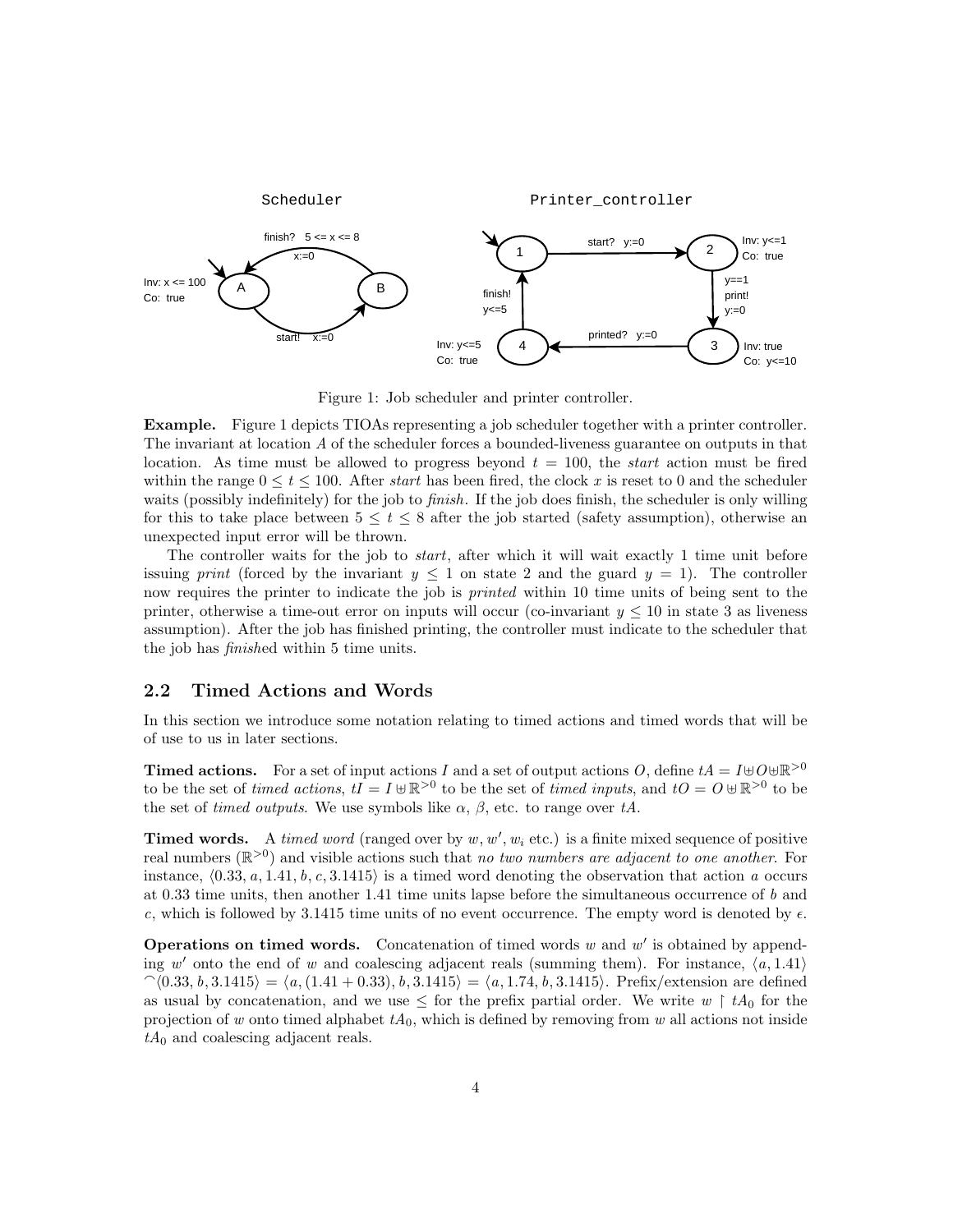Figure 1: Job scheduler and printer controller.

**Example.** Figure 1 depicts TIOAs representing a job scheduler together with a printer controller. The invariant at location $A$ of the scheduler forces a bounded-liveness guarantee on outputs in that location. As time must be allowed to progress beyond $t = 100$, the *start* action must be fired within the range $0 \leq t \leq 100$. After *start* has been fired, the clock $x$ is reset to 0 and the scheduler waits (possibly indefinitely) for the job to *finish*. If the job does finish, the scheduler is only willing for this to take place between $5 \leq t \leq 8$ after the job started (safety assumption), otherwise an unexpected input error will be thrown.

The controller waits for the job to *start*, after which it will wait exactly 1 time unit before issuing *print* (forced by the invariant $y \leq 1$ on state 2 and the guard $y = 1$). The controller now requires the printer to indicate the job is *printed* within 10 time units of being sent to the printer, otherwise a time-out error on inputs will occur (co-invariant $y \leq 10$ in state 3 as liveness assumption). After the job has finished printing, the controller must indicate to the scheduler that the job has *finish*ed within 5 time units.

## 2.2 Timed Actions and Words

In this section we introduce some notation relating to timed actions and timed words that will be of use to us in later sections.

**Timed actions.** For a set of input actions $I$ and a set of output actions $O$, define $tA = I \uplus O \uplus \mathbb{R}^{>0}$ to be the set of *timed actions*, $tI = I \uplus \mathbb{R}^{>0}$ to be the set of *timed inputs*, and $tO = O \uplus \mathbb{R}^{>0}$ to be the set of *timed outputs*. We use symbols like $\alpha$, $\beta$, etc. to range over $tA$.

**Timed words.** A *timed word* (ranged over by $w, w', w_i$ etc.) is a finite mixed sequence of positive real numbers ($\mathbb{R}^{>0}$) and visible actions such that *no two numbers are adjacent to one another*. For instance, $\langle 0.33, a, 1.41, b, c, 3.1415 \rangle$ is a timed word denoting the observation that action $a$ occurs at 0.33 time units, then another 1.41 time units lapse before the simultaneous occurrence of $b$ and $c$, which is followed by 3.1415 time units of no event occurrence. The empty word is denoted by $\epsilon$.

**Operations on timed words.** Concatenation of timed words $w$ and $w'$ is obtained by appending $w'$ onto the end of $w$ and coalescing adjacent reals (summing them). For instance, $\langle a, 1.41 \rangle \frown \langle 0.33, b, 3.1415 \rangle = \langle a, (1.41 + 0.33), b, 3.1415 \rangle = \langle a, 1.74, b, 3.1415 \rangle$. Prefix/extension are defined as usual by concatenation, and we use $\leq$ for the prefix partial order. We write $w \restriction tA_0$ for the projection of $w$ onto timed alphabet $tA_0$, which is defined by removing from $w$ all actions not inside $tA_0$ and coalescing adjacent reals.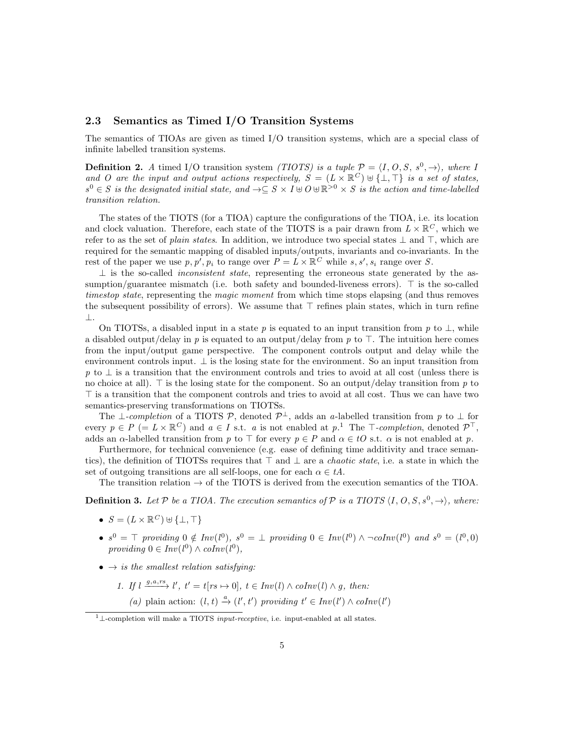## 2.3 Semantics as Timed I/O Transition Systems

The semantics of TIOAs are given as timed I/O transition systems, which are a special class of infinite labelled transition systems.

**Definition 2.** *A* timed I/O transition system *(TIOTS) is a tuple $\mathcal{P} = \langle I, O, S, s^0, \rightarrow\rangle$, where $I$ and $O$ are the input and output actions respectively, $S = (L \times \mathbb{R}^C) \uplus \{\bot, \top\}$ is a set of states, $s^0 \in S$ is the designated initial state, and $\rightarrow \subseteq S \times I \uplus O \uplus \mathbb{R}^{>0} \times S$ is the action and time-labelled transition relation.*

The states of the TIOTS (for a TIOA) capture the configurations of the TIOA, i.e. its location and clock valuation. Therefore, each state of the TIOTS is a pair drawn from $L \times \mathbb{R}^C$, which we refer to as the set of *plain states*. In addition, we introduce two special states $\bot$ and $\top$, which are required for the semantic mapping of disabled inputs/outputs, invariants and co-invariants. In the rest of the paper we use $p, p', p_i$ to range over $P = L \times \mathbb{R}^C$ while $s, s', s_i$ range over $S$.

$\bot$ is the so-called *inconsistent state*, representing the erroneous state generated by the assumption/guarantee mismatch (i.e. both safety and bounded-liveness errors). $\top$ is the so-called *timestop state*, representing the *magic moment* from which time stops elapsing (and thus removes the subsequent possibility of errors). We assume that $\top$ refines plain states, which in turn refine $\bot$.

On TIOTSs, a disabled input in a state $p$ is equated to an input transition from $p$ to $\bot$, while a disabled output/delay in $p$ is equated to an output/delay from $p$ to $\top$. The intuition here comes from the input/output game perspective. The component controls output and delay while the environment controls input. $\bot$ is the losing state for the environment. So an input transition from $p$ to $\bot$ is a transition that the environment controls and tries to avoid at all cost (unless there is no choice at all). $\top$ is the losing state for the component. So an output/delay transition from $p$ to $\top$ is a transition that the component controls and tries to avoid at all cost. Thus we can have two semantics-preserving transformations on TIOTSs.

The $\bot$-*completion* of a TIOTS $\mathcal{P}$, denoted $\mathcal{P}^\bot$, adds an $a$-labelled transition from $p$ to $\bot$ for every $p \in P$ $(= L \times \mathbb{R}^C)$ and $a \in I$ s.t. $a$ is not enabled at $p$.[1] The $\top$-*completion*, denoted $\mathcal{P}^\top$, adds an $\alpha$-labelled transition from $p$ to $\top$ for every $p \in P$ and $\alpha \in tO$ s.t. $\alpha$ is not enabled at $p$.

Furthermore, for technical convenience (e.g. ease of defining time additivity and trace semantics), the definition of TIOTSs requires that $\top$ and $\bot$ are a *chaotic state*, i.e. a state in which the set of outgoing transitions are all self-loops, one for each $\alpha \in tA$.

The transition relation $\rightarrow$ of the TIOTS is derived from the execution semantics of the TIOA.

**Definition 3.** *Let $\mathcal{P}$ be a TIOA. The execution semantics of $\mathcal{P}$ is a TIOTS $\langle I, O, S, s^0, \rightarrow\rangle$, where:*

- $S = (L \times \mathbb{R}^C) \uplus \{\bot, \top\}$
- $s^0 = \top$ *providing* $0 \notin Inv(l^0)$, $s^0 = \bot$ *providing* $0 \in Inv(l^0) \wedge \neg coInv(l^0)$ *and* $s^0 = (l^0, 0)$ *providing* $0 \in Inv(l^0) \wedge coInv(l^0)$,
- $\rightarrow$ *is the smallest relation satisfying:*
  1. *If* $l \xrightarrow{g,a,rs} l'$, $t' = t[rs \mapsto 0]$, $t \in Inv(l) \wedge coInv(l) \wedge g$, *then:*
     (a) plain action: $(l, t) \xrightarrow{a} (l', t')$ *providing* $t' \in Inv(l') \wedge coInv(l')$

[1] $\bot$-completion will make a TIOTS *input-receptive*, i.e. input-enabled at all states.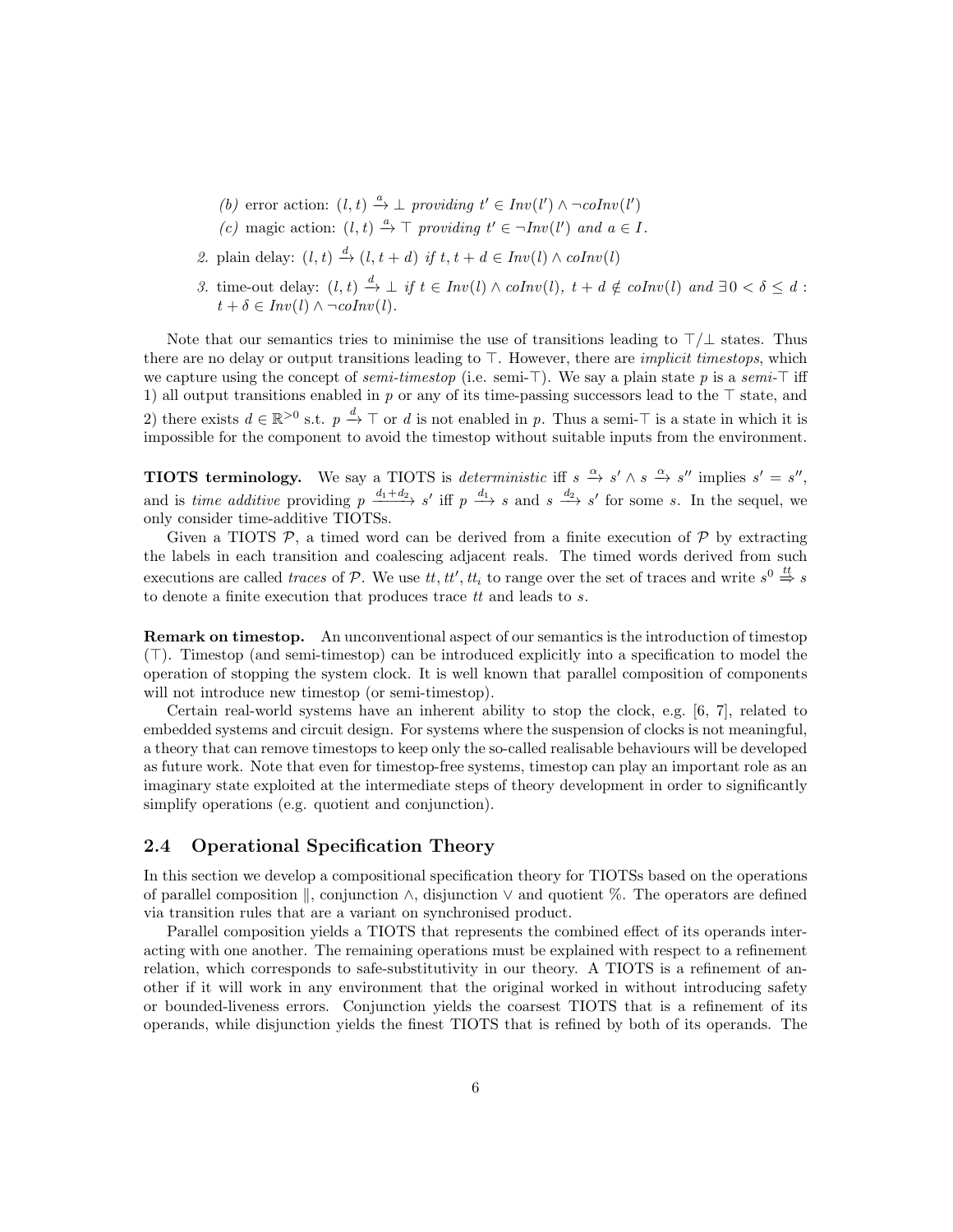(b) error action: $(l, t) \xrightarrow{a} \bot$ *providing* $t' \in Inv(l') \wedge \neg coInv(l')$

(c) magic action: $(l, t) \xrightarrow{a} \top$ *providing* $t' \in \neg Inv(l')$ *and* $a \in I$.

2. plain delay: $(l, t) \xrightarrow{d} (l, t + d)$ *if* $t, t + d \in Inv(l) \wedge coInv(l)$

3. time-out delay: $(l, t) \xrightarrow{d} \bot$ *if* $t \in Inv(l) \wedge coInv(l)$*,* $t + d \notin coInv(l)$ *and* $\exists 0 < \delta \leq d$ *:* $t + \delta \in Inv(l) \wedge \neg coInv(l)$.

Note that our semantics tries to minimise the use of transitions leading to $\top/\bot$ states. Thus there are no delay or output transitions leading to $\top$. However, there are *implicit timestops*, which we capture using the concept of *semi-timestop* (i.e. semi-$\top$). We say a plain state $p$ is a *semi-*$\top$ iff 1) all output transitions enabled in $p$ or any of its time-passing successors lead to the $\top$ state, and 2) there exists $d \in \mathbb{R}^{>0}$ s.t. $p \xrightarrow{d} \top$ or $d$ is not enabled in $p$. Thus a semi-$\top$ is a state in which it is impossible for the component to avoid the timestop without suitable inputs from the environment.

**TIOTS terminology.** We say a TIOTS is *deterministic* iff $s \xrightarrow{\alpha} s' \wedge s \xrightarrow{\alpha} s''$ implies $s' = s''$, and is *time additive* providing $p \xrightarrow{d_1+d_2} s'$ iff $p \xrightarrow{d_1} s$ and $s \xrightarrow{d_2} s'$ for some $s$. In the sequel, we only consider time-additive TIOTSs.

Given a TIOTS $\mathcal{P}$, a timed word can be derived from a finite execution of $\mathcal{P}$ by extracting the labels in each transition and coalescing adjacent reals. The timed words derived from such executions are called *traces* of $\mathcal{P}$. We use $tt, tt', tt_i$ to range over the set of traces and write $s^0 \stackrel{tt}{\Rightarrow} s$ to denote a finite execution that produces trace $tt$ and leads to $s$.

**Remark on timestop.** An unconventional aspect of our semantics is the introduction of timestop ($\top$). Timestop (and semi-timestop) can be introduced explicitly into a specification to model the operation of stopping the system clock. It is well known that parallel composition of components will not introduce new timestop (or semi-timestop).

Certain real-world systems have an inherent ability to stop the clock, e.g. [6, 7], related to embedded systems and circuit design. For systems where the suspension of clocks is not meaningful, a theory that can remove timestops to keep only the so-called realisable behaviours will be developed as future work. Note that even for timestop-free systems, timestop can play an important role as an imaginary state exploited at the intermediate steps of theory development in order to significantly simplify operations (e.g. quotient and conjunction).

### 2.4 Operational Specification Theory

In this section we develop a compositional specification theory for TIOTSs based on the operations of parallel composition $\|$, conjunction $\wedge$, disjunction $\vee$ and quotient $\%$. The operators are defined via transition rules that are a variant on synchronised product.

Parallel composition yields a TIOTS that represents the combined effect of its operands interacting with one another. The remaining operations must be explained with respect to a refinement relation, which corresponds to safe-substitutivity in our theory. A TIOTS is a refinement of another if it will work in any environment that the original worked in without introducing safety or bounded-liveness errors. Conjunction yields the coarsest TIOTS that is a refinement of its operands, while disjunction yields the finest TIOTS that is refined by both of its operands. The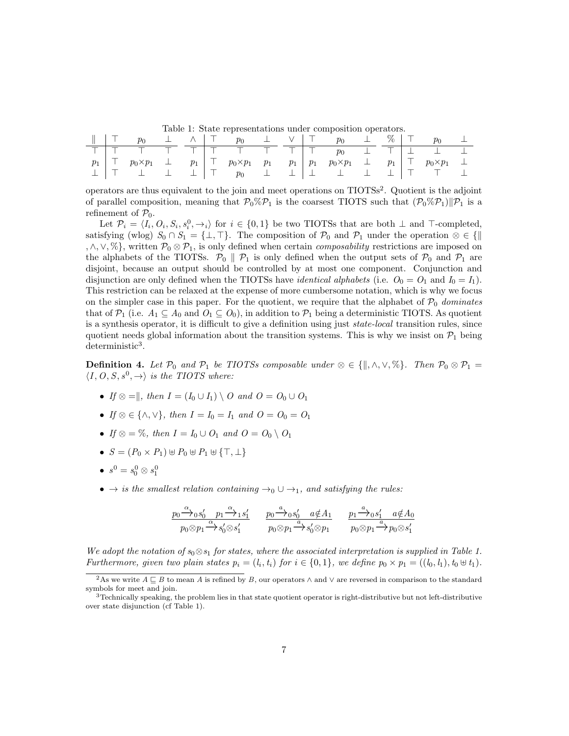Table 1: State representations under composition operators.

| $\parallel$ | $\top$ | $p_0$ | $\bot$ |
|---|---|---|---|
| $\top$ | $\top$ | $\top$ | $\top$ |
| $p_1$ | $\top$ | $p_0{\times}p_1$ | $\bot$ |
| $\bot$ | $\top$ | $\bot$ | $\bot$ |

| $\wedge$ | $\top$ | $p_0$ | $\bot$ |
|---|---|---|---|
| $\top$ | $\top$ | $\top$ | $\top$ |
| $p_1$ | $\top$ | $p_0{\times}p_1$ | $p_1$ |
| $\bot$ | $\top$ | $p_0$ | $\bot$ |

| $\vee$ | $\top$ | $p_0$ | $\bot$ |
|---|---|---|---|
| $\top$ | $\top$ | $p_0$ | $\bot$ |
| $p_1$ | $p_1$ | $p_0{\times}p_1$ | $\bot$ |
| $\bot$ | $\bot$ | $\bot$ | $\bot$ |

| $\%$ | $\top$ | $p_0$ | $\bot$ |
|---|---|---|---|
| $\top$ | $\bot$ | $\bot$ | $\bot$ |
| $p_1$ | $\top$ | $p_0{\times}p_1$ | $\bot$ |
| $\bot$ | $\top$ | $\top$ | $\bot$ |

operators are thus equivalent to the join and meet operations on TIOTSs[2]. Quotient is the adjoint of parallel composition, meaning that $\mathcal{P}_0\%\mathcal{P}_1$ is the coarsest TIOTS such that $(\mathcal{P}_0\%\mathcal{P}_1)\|\mathcal{P}_1$ is a refinement of $\mathcal{P}_0$.

Let $\mathcal{P}_i = \langle I_i, O_i, S_i, s_i^0, \rightarrow_i\rangle$ for $i \in \{0,1\}$ be two TIOTSs that are both $\bot$ and $\top$-completed, satisfying (wlog) $S_0 \cap S_1 = \{\bot, \top\}$. The composition of $\mathcal{P}_0$ and $\mathcal{P}_1$ under the operation $\otimes \in \{\|, \wedge, \vee, \%\}$, written $\mathcal{P}_0 \otimes \mathcal{P}_1$, is only defined when certain *composability* restrictions are imposed on the alphabets of the TIOTSs. $\mathcal{P}_0 \parallel \mathcal{P}_1$ is only defined when the output sets of $\mathcal{P}_0$ and $\mathcal{P}_1$ are disjoint, because an output should be controlled by at most one component. Conjunction and disjunction are only defined when the TIOTSs have *identical alphabets* (i.e. $O_0 = O_1$ and $I_0 = I_1$). This restriction can be relaxed at the expense of more cumbersome notation, which is why we focus on the simpler case in this paper. For the quotient, we require that the alphabet of $\mathcal{P}_0$ *dominates* that of $\mathcal{P}_1$ (i.e. $A_1 \subseteq A_0$ and $O_1 \subseteq O_0$), in addition to $\mathcal{P}_1$ being a deterministic TIOTS. As quotient is a synthesis operator, it is difficult to give a definition using just *state-local* transition rules, since quotient needs global information about the transition systems. This is why we insist on $\mathcal{P}_1$ being deterministic[3].

**Definition 4.** *Let $\mathcal{P}_0$ and $\mathcal{P}_1$ be TIOTSs composable under $\otimes \in \{\|, \wedge, \vee, \%\}$. Then $\mathcal{P}_0 \otimes \mathcal{P}_1 = \langle I, O, S, s^0, \rightarrow\rangle$ is the TIOTS where:*

- *If $\otimes = \|$, then $I = (I_0 \cup I_1) \setminus O$ and $O = O_0 \cup O_1$*
- *If $\otimes \in \{\wedge, \vee\}$, then $I = I_0 = I_1$ and $O = O_0 = O_1$*
- *If $\otimes = \%$, then $I = I_0 \cup O_1$ and $O = O_0 \setminus O_1$*
- *$S = (P_0 \times P_1) \uplus P_0 \uplus P_1 \uplus \{\top, \bot\}$*
- *$s^0 = s_0^0 \otimes s_1^0$*
- *$\rightarrow$ is the smallest relation containing $\rightarrow_0 \cup \rightarrow_1$, and satisfying the rules:*

$$\frac{p_0 \xrightarrow{\alpha}_0 s_0' \quad p_1 \xrightarrow{\alpha}_1 s_1'}{p_0 \otimes p_1 \xrightarrow{\alpha} s_0' \otimes s_1'} \qquad \frac{p_0 \xrightarrow{a}_0 s_0' \quad a \notin A_1}{p_0 \otimes p_1 \xrightarrow{a} s_0' \otimes p_1} \qquad \frac{p_1 \xrightarrow{a}_0 s_1' \quad a \notin A_0}{p_0 \otimes p_1 \xrightarrow{a} p_0 \otimes s_1'}$$

*We adopt the notation of $s_0 \otimes s_1$ for states, where the associated interpretation is supplied in Table 1. Furthermore, given two plain states $p_i = (l_i, t_i)$ for $i \in \{0,1\}$, we define $p_0 \times p_1 = ((l_0, l_1), t_0 \uplus t_1)$.*

[2] As we write $A \sqsubseteq B$ to mean $A$ is refined by $B$, our operators $\wedge$ and $\vee$ are reversed in comparison to the standard symbols for meet and join.

[3] Technically speaking, the problem lies in that state quotient operator is right-distributive but not left-distributive over state disjunction (cf Table 1).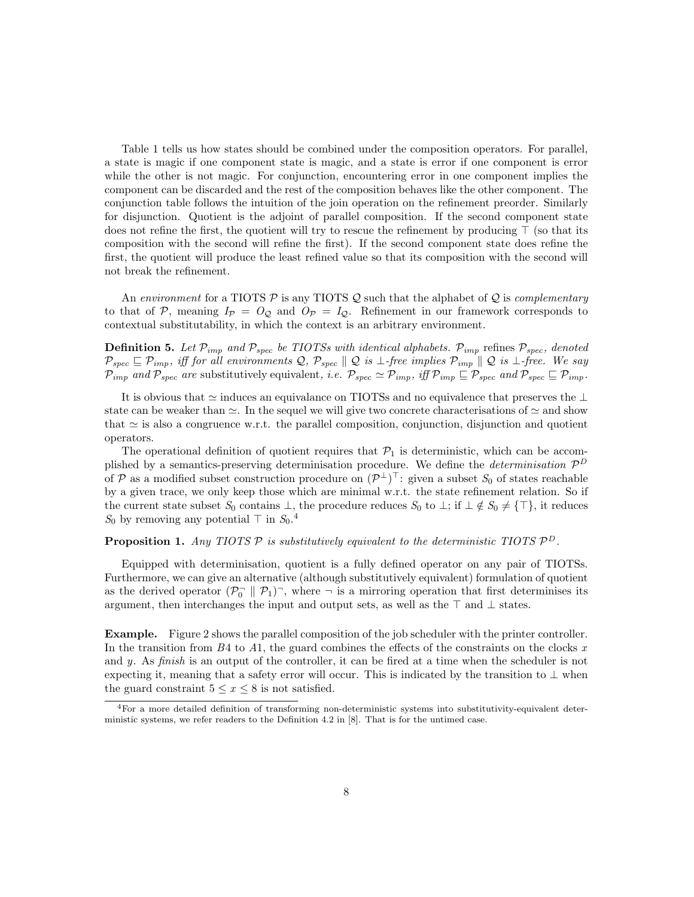Table 1 tells us how states should be combined under the composition operators. For parallel, a state is magic if one component state is magic, and a state is error if one component is error while the other is not magic. For conjunction, encountering error in one component implies the component can be discarded and the rest of the composition behaves like the other component. The conjunction table follows the intuition of the join operation on the refinement preorder. Similarly for disjunction. Quotient is the adjoint of parallel composition. If the second component state does not refine the first, the quotient will try to rescue the refinement by producing $\top$ (so that its composition with the second will refine the first). If the second component state does refine the first, the quotient will produce the least refined value so that its composition with the second will not break the refinement.

An *environment* for a TIOTS $\mathcal{P}$ is any TIOTS $\mathcal{Q}$ such that the alphabet of $\mathcal{Q}$ is *complementary* to that of $\mathcal{P}$, meaning $I_{\mathcal{P}} = O_{\mathcal{Q}}$ and $O_{\mathcal{P}} = I_{\mathcal{Q}}$. Refinement in our framework corresponds to contextual substitutability, in which the context is an arbitrary environment.

**Definition 5.** *Let $\mathcal{P}_{imp}$ and $\mathcal{P}_{spec}$ be TIOTSs with identical alphabets. $\mathcal{P}_{imp}$* refines *$\mathcal{P}_{spec}$, denoted $\mathcal{P}_{spec} \sqsubseteq \mathcal{P}_{imp}$, iff for all environments $\mathcal{Q}$, $\mathcal{P}_{spec} \parallel \mathcal{Q}$ is $\bot$-free implies $\mathcal{P}_{imp} \parallel \mathcal{Q}$ is $\bot$-free. We say $\mathcal{P}_{imp}$ and $\mathcal{P}_{spec}$ are* substitutively equivalent*, i.e. $\mathcal{P}_{spec} \simeq \mathcal{P}_{imp}$, iff $\mathcal{P}_{imp} \sqsubseteq \mathcal{P}_{spec}$ and $\mathcal{P}_{spec} \sqsubseteq \mathcal{P}_{imp}$.*

It is obvious that $\simeq$ induces an equivalance on TIOTSs and no equivalence that preserves the $\bot$ state can be weaker than $\simeq$. In the sequel we will give two concrete characterisations of $\simeq$ and show that $\simeq$ is also a congruence w.r.t. the parallel composition, conjunction, disjunction and quotient operators.

The operational definition of quotient requires that $\mathcal{P}_1$ is deterministic, which can be accomplished by a semantics-preserving determinisation procedure. We define the *determinisation* $\mathcal{P}^D$ of $\mathcal{P}$ as a modified subset construction procedure on $(\mathcal{P}^{\bot})^{\top}$: given a subset $S_0$ of states reachable by a given trace, we only keep those which are minimal w.r.t. the state refinement relation. So if the current state subset $S_0$ contains $\bot$, the procedure reduces $S_0$ to $\bot$; if $\bot \notin S_0 \neq \{\top\}$, it reduces $S_0$ by removing any potential $\top$ in $S_0$.[4]

**Proposition 1.** *Any TIOTS $\mathcal{P}$ is substitutively equivalent to the deterministic TIOTS $\mathcal{P}^D$.*

Equipped with determinisation, quotient is a fully defined operator on any pair of TIOTSs. Furthermore, we can give an alternative (although substitutively equivalent) formulation of quotient as the derived operator $(\mathcal{P}_0^{\neg} \parallel \mathcal{P}_1)^{\neg}$, where $\neg$ is a mirroring operation that first determinises its argument, then interchanges the input and output sets, as well as the $\top$ and $\bot$ states.

**Example.** Figure 2 shows the parallel composition of the job scheduler with the printer controller. In the transition from $B4$ to $A1$, the guard combines the effects of the constraints on the clocks $x$ and $y$. As *finish* is an output of the controller, it can be fired at a time when the scheduler is not expecting it, meaning that a safety error will occur. This is indicated by the transition to $\bot$ when the guard constraint $5 \leq x \leq 8$ is not satisfied.

[4] For a more detailed definition of transforming non-deterministic systems into substitutivity-equivalent deterministic systems, we refer readers to the Definition 4.2 in [8]. That is for the untimed case.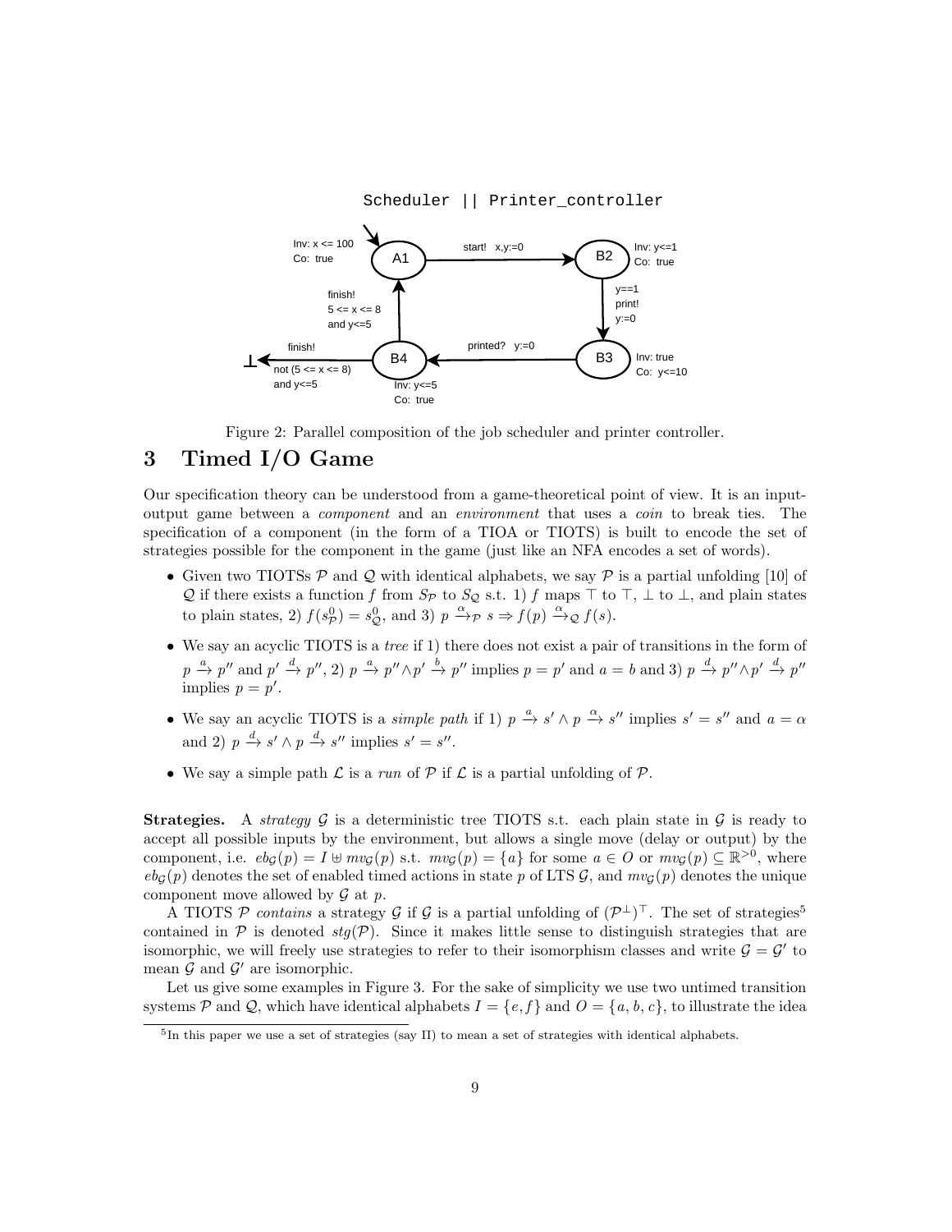Figure 2: Parallel composition of the job scheduler and printer controller.

# 3 Timed I/O Game

Our specification theory can be understood from a game-theoretical point of view. It is an input-output game between a *component* and an *environment* that uses a *coin* to break ties. The specification of a component (in the form of a TIOA or TIOTS) is built to encode the set of strategies possible for the component in the game (just like an NFA encodes a set of words).

- Given two TIOTSs $\mathcal{P}$ and $\mathcal{Q}$ with identical alphabets, we say $\mathcal{P}$ is a partial unfolding [10] of $\mathcal{Q}$ if there exists a function $f$ from $S_{\mathcal{P}}$ to $S_{\mathcal{Q}}$ s.t. 1) $f$ maps $\top$ to $\top$, $\bot$ to $\bot$, and plain states to plain states, 2) $f(s^0_{\mathcal{P}}) = s^0_{\mathcal{Q}}$, and 3) $p \xrightarrow{\alpha}_{\mathcal{P}} s \Rightarrow f(p) \xrightarrow{\alpha}_{\mathcal{Q}} f(s)$.
- We say an acyclic TIOTS is a *tree* if 1) there does not exist a pair of transitions in the form of $p \xrightarrow{a} p''$ and $p' \xrightarrow{d} p''$, 2) $p \xrightarrow{a} p'' \wedge p' \xrightarrow{b} p''$ implies $p = p'$ and $a = b$ and 3) $p \xrightarrow{d} p'' \wedge p' \xrightarrow{d} p''$ implies $p = p'$.
- We say an acyclic TIOTS is a *simple path* if 1) $p \xrightarrow{a} s' \wedge p \xrightarrow{\alpha} s''$ implies $s' = s''$ and $a = \alpha$ and 2) $p \xrightarrow{d} s' \wedge p \xrightarrow{d} s''$ implies $s' = s''$.
- We say a simple path $\mathcal{L}$ is a *run* of $\mathcal{P}$ if $\mathcal{L}$ is a partial unfolding of $\mathcal{P}$.

**Strategies.** A *strategy* $\mathcal{G}$ is a deterministic tree TIOTS s.t. each plain state in $\mathcal{G}$ is ready to accept all possible inputs by the environment, but allows a single move (delay or output) by the component, i.e. $eb_{\mathcal{G}}(p) = I \uplus mv_{\mathcal{G}}(p)$ s.t. $mv_{\mathcal{G}}(p) = \{a\}$ for some $a \in O$ or $mv_{\mathcal{G}}(p) \subseteq \mathbb{R}^{>0}$, where $eb_{\mathcal{G}}(p)$ denotes the set of enabled timed actions in state $p$ of LTS $\mathcal{G}$, and $mv_{\mathcal{G}}(p)$ denotes the unique component move allowed by $\mathcal{G}$ at $p$.

A TIOTS $\mathcal{P}$ *contains* a strategy $\mathcal{G}$ if $\mathcal{G}$ is a partial unfolding of $(\mathcal{P}^{\bot})^{\top}$. The set of strategies[5] contained in $\mathcal{P}$ is denoted $stg(\mathcal{P})$. Since it makes little sense to distinguish strategies that are isomorphic, we will freely use strategies to refer to their isomorphism classes and write $\mathcal{G} = \mathcal{G}'$ to mean $\mathcal{G}$ and $\mathcal{G}'$ are isomorphic.

Let us give some examples in Figure 3. For the sake of simplicity we use two untimed transition systems $\mathcal{P}$ and $\mathcal{Q}$, which have identical alphabets $I = \{e, f\}$ and $O = \{a, b, c\}$, to illustrate the idea

[5] In this paper we use a set of strategies (say $\Pi$) to mean a set of strategies with identical alphabets.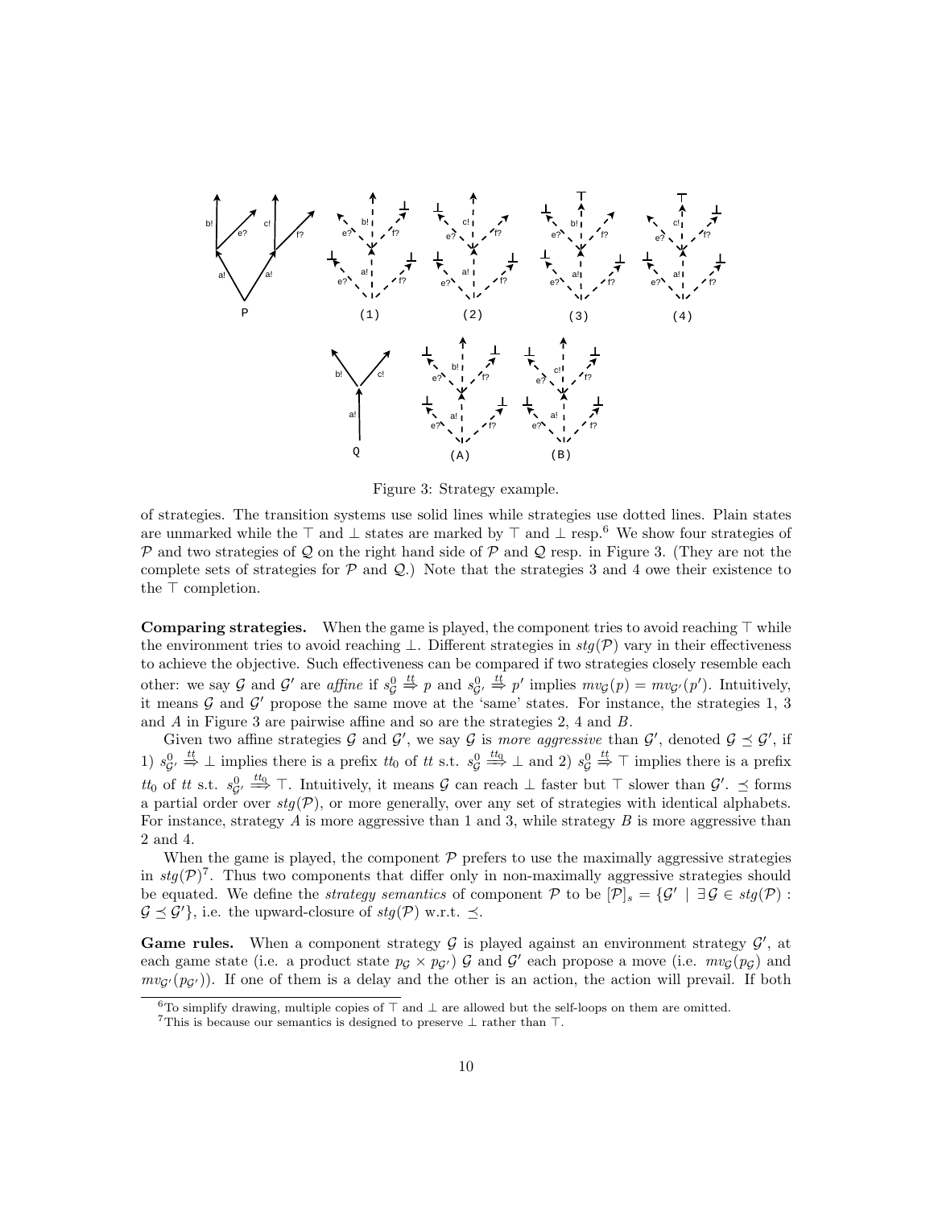Figure 3: Strategy example.

of strategies. The transition systems use solid lines while strategies use dotted lines. Plain states are unmarked while the $\top$ and $\bot$ states are marked by $\top$ and $\bot$ resp.[6] We show four strategies of $\mathcal{P}$ and two strategies of $\mathcal{Q}$ on the right hand side of $\mathcal{P}$ and $\mathcal{Q}$ resp. in Figure 3. (They are not the complete sets of strategies for $\mathcal{P}$ and $\mathcal{Q}$.) Note that the strategies 3 and 4 owe their existence to the $\top$ completion.

**Comparing strategies.** When the game is played, the component tries to avoid reaching $\top$ while the environment tries to avoid reaching $\bot$. Different strategies in $stg(\mathcal{P})$ vary in their effectiveness to achieve the objective. Such effectiveness can be compared if two strategies closely resemble each other: we say $\mathcal{G}$ and $\mathcal{G}'$ are *affine* if $s^0_{\mathcal{G}} \overset{tt}{\Rightarrow} p$ and $s^0_{\mathcal{G}'} \overset{tt}{\Rightarrow} p'$ implies $mv_{\mathcal{G}}(p) = mv_{\mathcal{G}'}(p')$. Intuitively, it means $\mathcal{G}$ and $\mathcal{G}'$ propose the same move at the 'same' states. For instance, the strategies 1, 3 and $A$ in Figure 3 are pairwise affine and so are the strategies 2, 4 and $B$.

Given two affine strategies $\mathcal{G}$ and $\mathcal{G}'$, we say $\mathcal{G}$ is *more aggressive* than $\mathcal{G}'$, denoted $\mathcal{G} \preceq \mathcal{G}'$, if 1) $s^0_{\mathcal{G}'} \overset{tt}{\Rightarrow} \bot$ implies there is a prefix $tt_0$ of $tt$ s.t. $s^0_{\mathcal{G}} \overset{tt_0}{\Longrightarrow} \bot$ and 2) $s^0_{\mathcal{G}} \overset{tt}{\Rightarrow} \top$ implies there is a prefix $tt_0$ of $tt$ s.t. $s^0_{\mathcal{G}'} \overset{tt_0}{\Longrightarrow} \top$. Intuitively, it means $\mathcal{G}$ can reach $\bot$ faster but $\top$ slower than $\mathcal{G}'$. $\preceq$ forms a partial order over $stg(\mathcal{P})$, or more generally, over any set of strategies with identical alphabets. For instance, strategy $A$ is more aggressive than 1 and 3, while strategy $B$ is more aggressive than 2 and 4.

When the game is played, the component $\mathcal{P}$ prefers to use the maximally aggressive strategies in $stg(\mathcal{P})$[7]. Thus two components that differ only in non-maximally aggressive strategies should be equated. We define the *strategy semantics* of component $\mathcal{P}$ to be $[\mathcal{P}]_s = \{\mathcal{G}' \mid \exists\, \mathcal{G} \in stg(\mathcal{P}) : \mathcal{G} \preceq \mathcal{G}'\}$, i.e. the upward-closure of $stg(\mathcal{P})$ w.r.t. $\preceq$.

**Game rules.** When a component strategy $\mathcal{G}$ is played against an environment strategy $\mathcal{G}'$, at each game state (i.e. a product state $p_{\mathcal{G}} \times p_{\mathcal{G}'}$) $\mathcal{G}$ and $\mathcal{G}'$ each propose a move (i.e. $mv_{\mathcal{G}}(p_{\mathcal{G}})$ and $mv_{\mathcal{G}'}(p_{\mathcal{G}'})$). If one of them is a delay and the other is an action, the action will prevail. If both

[6] To simplify drawing, multiple copies of $\top$ and $\bot$ are allowed but the self-loops on them are omitted.

[7] This is because our semantics is designed to preserve $\bot$ rather than $\top$.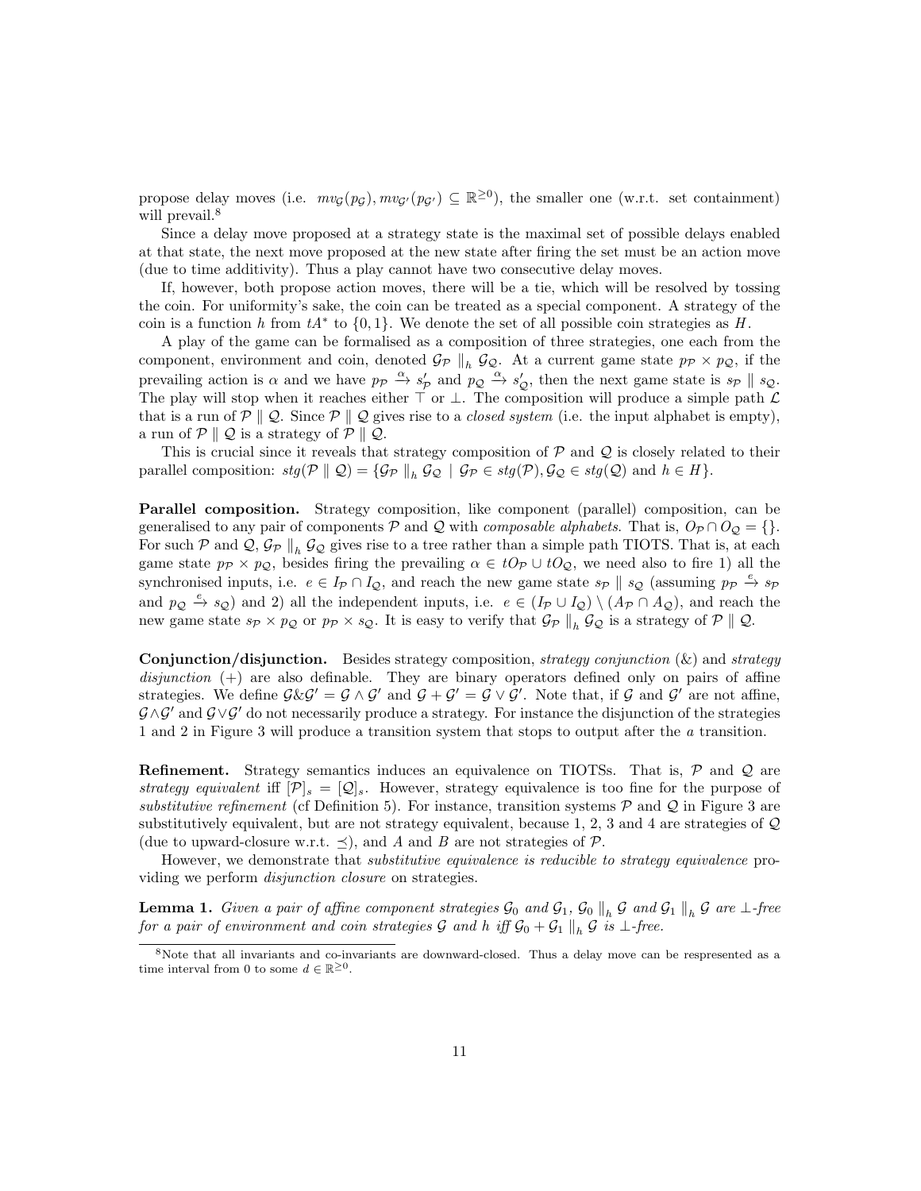propose delay moves (i.e. $mv_{\mathcal{G}}(p_{\mathcal{G}}), mv_{\mathcal{G}'}(p_{\mathcal{G}'}) \subseteq \mathbb{R}^{\geq 0}$), the smaller one (w.r.t. set containment) will prevail.[8]

Since a delay move proposed at a strategy state is the maximal set of possible delays enabled at that state, the next move proposed at the new state after firing the set must be an action move (due to time additivity). Thus a play cannot have two consecutive delay moves.

If, however, both propose action moves, there will be a tie, which will be resolved by tossing the coin. For uniformity's sake, the coin can be treated as a special component. A strategy of the coin is a function $h$ from $tA^*$ to $\{0, 1\}$. We denote the set of all possible coin strategies as $H$.

A play of the game can be formalised as a composition of three strategies, one each from the component, environment and coin, denoted $\mathcal{G}_{\mathcal{P}} \parallel_h \mathcal{G}_{\mathcal{Q}}$. At a current game state $p_{\mathcal{P}} \times p_{\mathcal{Q}}$, if the prevailing action is $\alpha$ and we have $p_{\mathcal{P}} \xrightarrow{\alpha} s'_{\mathcal{P}}$ and $p_{\mathcal{Q}} \xrightarrow{\alpha} s'_{\mathcal{Q}}$, then the next game state is $s_{\mathcal{P}} \parallel s_{\mathcal{Q}}$. The play will stop when it reaches either $\top$ or $\bot$. The composition will produce a simple path $\mathcal{L}$ that is a run of $\mathcal{P} \parallel \mathcal{Q}$. Since $\mathcal{P} \parallel \mathcal{Q}$ gives rise to a *closed system* (i.e. the input alphabet is empty), a run of $\mathcal{P} \parallel \mathcal{Q}$ is a strategy of $\mathcal{P} \parallel \mathcal{Q}$.

This is crucial since it reveals that strategy composition of $\mathcal{P}$ and $\mathcal{Q}$ is closely related to their parallel composition: $stg(\mathcal{P} \parallel \mathcal{Q}) = \{\mathcal{G}_{\mathcal{P}} \parallel_h \mathcal{G}_{\mathcal{Q}} \mid \mathcal{G}_{\mathcal{P}} \in stg(\mathcal{P}), \mathcal{G}_{\mathcal{Q}} \in stg(\mathcal{Q}) \text{ and } h \in H\}$.

**Parallel composition.** Strategy composition, like component (parallel) composition, can be generalised to any pair of components $\mathcal{P}$ and $\mathcal{Q}$ with *composable alphabets*. That is, $O_{\mathcal{P}} \cap O_{\mathcal{Q}} = \{\}$. For such $\mathcal{P}$ and $\mathcal{Q}$, $\mathcal{G}_{\mathcal{P}} \parallel_h \mathcal{G}_{\mathcal{Q}}$ gives rise to a tree rather than a simple path TIOTS. That is, at each game state $p_{\mathcal{P}} \times p_{\mathcal{Q}}$, besides firing the prevailing $\alpha \in tO_{\mathcal{P}} \cup tO_{\mathcal{Q}}$, we need also to fire 1) all the synchronised inputs, i.e. $e \in I_{\mathcal{P}} \cap I_{\mathcal{Q}}$, and reach the new game state $s_{\mathcal{P}} \parallel s_{\mathcal{Q}}$ (assuming $p_{\mathcal{P}} \xrightarrow{e} s_{\mathcal{P}}$ and $p_{\mathcal{Q}} \xrightarrow{e} s_{\mathcal{Q}}$) and 2) all the independent inputs, i.e. $e \in (I_{\mathcal{P}} \cup I_{\mathcal{Q}}) \setminus (A_{\mathcal{P}} \cap A_{\mathcal{Q}})$, and reach the new game state $s_{\mathcal{P}} \times p_{\mathcal{Q}}$ or $p_{\mathcal{P}} \times s_{\mathcal{Q}}$. It is easy to verify that $\mathcal{G}_{\mathcal{P}} \parallel_h \mathcal{G}_{\mathcal{Q}}$ is a strategy of $\mathcal{P} \parallel \mathcal{Q}$.

**Conjunction/disjunction.** Besides strategy composition, *strategy conjunction* (&) and *strategy disjunction* (+) are also definable. They are binary operators defined only on pairs of affine strategies. We define $\mathcal{G} \& \mathcal{G}' = \mathcal{G} \wedge \mathcal{G}'$ and $\mathcal{G} + \mathcal{G}' = \mathcal{G} \vee \mathcal{G}'$. Note that, if $\mathcal{G}$ and $\mathcal{G}'$ are not affine, $\mathcal{G} \wedge \mathcal{G}'$ and $\mathcal{G} \vee \mathcal{G}'$ do not necessarily produce a strategy. For instance the disjunction of the strategies 1 and 2 in Figure 3 will produce a transition system that stops to output after the $a$ transition.

**Refinement.** Strategy semantics induces an equivalence on TIOTSs. That is, $\mathcal{P}$ and $\mathcal{Q}$ are *strategy equivalent* iff $[\mathcal{P}]_s = [\mathcal{Q}]_s$. However, strategy equivalence is too fine for the purpose of *substitutive refinement* (cf Definition 5). For instance, transition systems $\mathcal{P}$ and $\mathcal{Q}$ in Figure 3 are substitutively equivalent, but are not strategy equivalent, because 1, 2, 3 and 4 are strategies of $\mathcal{Q}$ (due to upward-closure w.r.t. $\preceq$), and $A$ and $B$ are not strategies of $\mathcal{P}$.

However, we demonstrate that *substitutive equivalence is reducible to strategy equivalence* providing we perform *disjunction closure* on strategies.

**Lemma 1.** *Given a pair of affine component strategies $\mathcal{G}_0$ and $\mathcal{G}_1$, $\mathcal{G}_0 \parallel_h \mathcal{G}$ and $\mathcal{G}_1 \parallel_h \mathcal{G}$ are $\bot$-free for a pair of environment and coin strategies $\mathcal{G}$ and $h$ iff $\mathcal{G}_0 + \mathcal{G}_1 \parallel_h \mathcal{G}$ is $\bot$-free.*

[8] Note that all invariants and co-invariants are downward-closed. Thus a delay move can be respresented as a time interval from 0 to some $d \in \mathbb{R}^{\geq 0}$.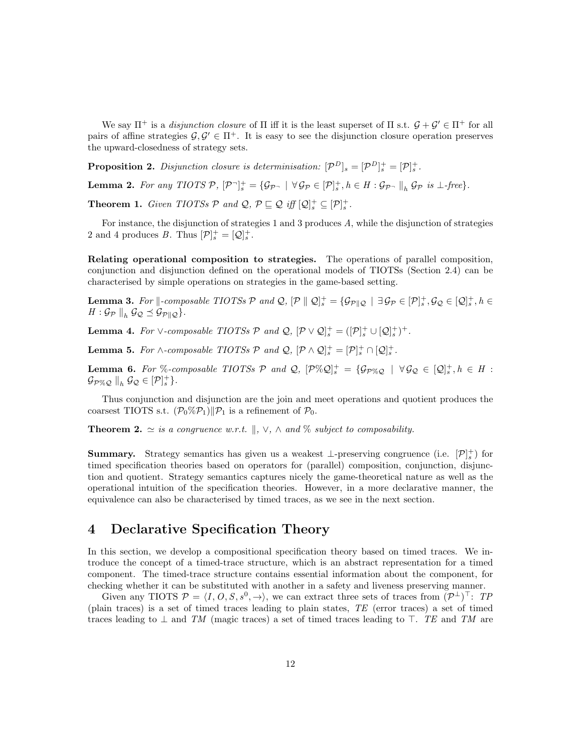We say $\Pi^+$ is a *disjunction closure* of $\Pi$ iff it is the least superset of $\Pi$ s.t. $\mathcal{G} + \mathcal{G}' \in \Pi^+$ for all pairs of affine strategies $\mathcal{G}, \mathcal{G}' \in \Pi^+$. It is easy to see the disjunction closure operation preserves the upward-closedness of strategy sets.

**Proposition 2.** *Disjunction closure is determinisation:* $[\mathcal{P}^D]_s = [\mathcal{P}^D]_s^+ = [\mathcal{P}]_s^+$.

**Lemma 2.** *For any TIOTS* $\mathcal{P}$, $[\mathcal{P}^\neg]_s^+ = \{\mathcal{G}_{\mathcal{P}^\neg} \mid \forall \mathcal{G}_\mathcal{P} \in [\mathcal{P}]_s^+, h \in H : \mathcal{G}_{\mathcal{P}^\neg} \parallel_h \mathcal{G}_\mathcal{P}$ *is* $\bot$*-free*$\}$.

**Theorem 1.** *Given TIOTSs* $\mathcal{P}$ *and* $\mathcal{Q}$, $\mathcal{P} \sqsubseteq \mathcal{Q}$ *iff* $[\mathcal{Q}]_s^+ \subseteq [\mathcal{P}]_s^+$.

For instance, the disjunction of strategies 1 and 3 produces $A$, while the disjunction of strategies 2 and 4 produces $B$. Thus $[\mathcal{P}]_s^+ = [\mathcal{Q}]_s^+$.

**Relating operational composition to strategies.** The operations of parallel composition, conjunction and disjunction defined on the operational models of TIOTSs (Section 2.4) can be characterised by simple operations on strategies in the game-based setting.

**Lemma 3.** *For* $\parallel$*-composable TIOTSs* $\mathcal{P}$ *and* $\mathcal{Q}$, $[\mathcal{P} \parallel \mathcal{Q}]_s^+ = \{\mathcal{G}_{\mathcal{P}\parallel\mathcal{Q}} \mid \exists \mathcal{G}_\mathcal{P} \in [\mathcal{P}]_s^+, \mathcal{G}_\mathcal{Q} \in [\mathcal{Q}]_s^+, h \in H : \mathcal{G}_\mathcal{P} \parallel_h \mathcal{G}_\mathcal{Q} \preceq \mathcal{G}_{\mathcal{P}\parallel\mathcal{Q}}\}$.

**Lemma 4.** *For* $\vee$*-composable TIOTSs* $\mathcal{P}$ *and* $\mathcal{Q}$, $[\mathcal{P} \vee \mathcal{Q}]_s^+ = ([\mathcal{P}]_s^+ \cup [\mathcal{Q}]_s^+)^+$.

**Lemma 5.** *For* $\wedge$*-composable TIOTSs* $\mathcal{P}$ *and* $\mathcal{Q}$, $[\mathcal{P} \wedge \mathcal{Q}]_s^+ = [\mathcal{P}]_s^+ \cap [\mathcal{Q}]_s^+$.

**Lemma 6.** *For* $\%$*-composable TIOTSs* $\mathcal{P}$ *and* $\mathcal{Q}$, $[\mathcal{P}\%\mathcal{Q}]_s^+ = \{\mathcal{G}_{\mathcal{P}\%\mathcal{Q}} \mid \forall \mathcal{G}_\mathcal{Q} \in [\mathcal{Q}]_s^+, h \in H : \mathcal{G}_{\mathcal{P}\%\mathcal{Q}} \parallel_h \mathcal{G}_\mathcal{Q} \in [\mathcal{P}]_s^+\}$.

Thus conjunction and disjunction are the join and meet operations and quotient produces the coarsest TIOTS s.t. $(\mathcal{P}_0\%\mathcal{P}_1)\|\mathcal{P}_1$ is a refinement of $\mathcal{P}_0$.

**Theorem 2.** $\simeq$ *is a congruence w.r.t.* $\|$, $\vee$, $\wedge$ *and* $\%$ *subject to composability.*

**Summary.** Strategy semantics has given us a weakest $\bot$-preserving congruence (i.e. $[\mathcal{P}]_s^+$) for timed specification theories based on operators for (parallel) composition, conjunction, disjunction and quotient. Strategy semantics captures nicely the game-theoretical nature as well as the operational intuition of the specification theories. However, in a more declarative manner, the equivalence can also be characterised by timed traces, as we see in the next section.

# 4 Declarative Specification Theory

In this section, we develop a compositional specification theory based on timed traces. We introduce the concept of a timed-trace structure, which is an abstract representation for a timed component. The timed-trace structure contains essential information about the component, for checking whether it can be substituted with another in a safety and liveness preserving manner.

Given any TIOTS $\mathcal{P} = \langle I, O, S, s^0, \rightarrow \rangle$, we can extract three sets of traces from $(\mathcal{P}^\bot)^\top$: $TP$ (plain traces) is a set of timed traces leading to plain states, $TE$ (error traces) a set of timed traces leading to $\bot$ and $TM$ (magic traces) a set of timed traces leading to $\top$. $TE$ and $TM$ are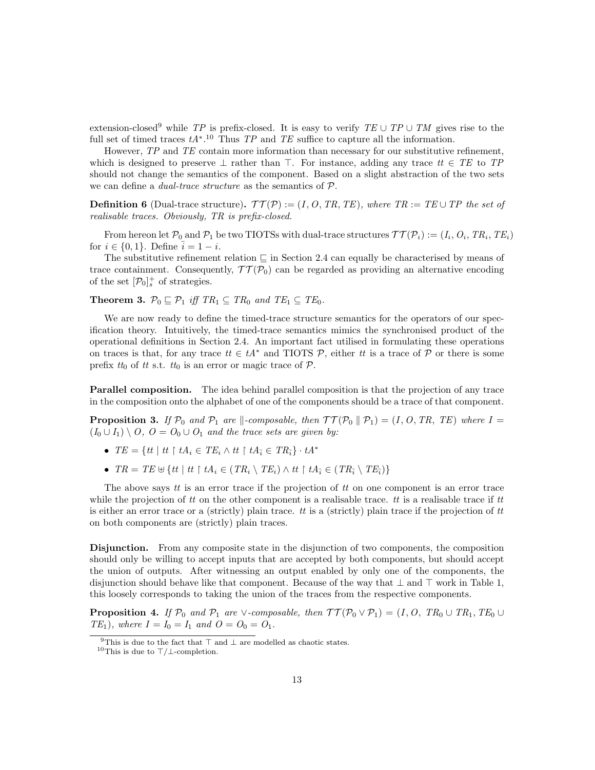extension-closed[9] while $TP$ is prefix-closed. It is easy to verify $TE \cup TP \cup TM$ gives rise to the full set of timed traces $tA^*$.[10] Thus $TP$ and $TE$ suffice to capture all the information.

However, $TP$ and $TE$ contain more information than necessary for our substitutive refinement, which is designed to preserve $\bot$ rather than $\top$. For instance, adding any trace $tt \in TE$ to $TP$ should not change the semantics of the component. Based on a slight abstraction of the two sets we can define a *dual-trace structure* as the semantics of $\mathcal{P}$.

**Definition 6** (Dual-trace structure)**.** *$\mathcal{TT}(\mathcal{P}) := (I, O, TR, TE)$, where $TR := TE \cup TP$ the set of realisable traces. Obviously, $TR$ is prefix-closed.*

From hereon let $\mathcal{P}_0$ and $\mathcal{P}_1$ be two TIOTSs with dual-trace structures $\mathcal{TT}(\mathcal{P}_i) := (I_i, O_i, TR_i, TE_i)$ for $i \in \{0, 1\}$. Define $\bar{i} = 1 - i$.

The substitutive refinement relation $\sqsubseteq$ in Section 2.4 can equally be characterised by means of trace containment. Consequently, $\mathcal{TT}(\mathcal{P}_0)$ can be regarded as providing an alternative encoding of the set $[\mathcal{P}_0]_s^+$ of strategies.

**Theorem 3.** *$\mathcal{P}_0 \sqsubseteq \mathcal{P}_1$ iff $TR_1 \subseteq TR_0$ and $TE_1 \subseteq TE_0$.*

We are now ready to define the timed-trace structure semantics for the operators of our specification theory. Intuitively, the timed-trace semantics mimics the synchronised product of the operational definitions in Section 2.4. An important fact utilised in formulating these operations on traces is that, for any trace $tt \in tA^*$ and TIOTS $\mathcal{P}$, either $tt$ is a trace of $\mathcal{P}$ or there is some prefix $tt_0$ of $tt$ s.t. $tt_0$ is an error or magic trace of $\mathcal{P}$.

**Parallel composition.** The idea behind parallel composition is that the projection of any trace in the composition onto the alphabet of one of the components should be a trace of that component.

**Proposition 3.** *If $\mathcal{P}_0$ and $\mathcal{P}_1$ are $\|$-composable, then $\mathcal{TT}(\mathcal{P}_0 \parallel \mathcal{P}_1) = (I, O, TR, TE)$ where $I = (I_0 \cup I_1) \setminus O$, $O = O_0 \cup O_1$ and the trace sets are given by:*

- $TE = \{tt \mid tt \upharpoonright tA_i \in TE_i \wedge tt \upharpoonright tA_{\bar{i}} \in TR_{\bar{i}}\} \cdot tA^*$
- $TR = TE \uplus \{tt \mid tt \upharpoonright tA_i \in (TR_i \setminus TE_i) \wedge tt \upharpoonright tA_{\bar{i}} \in (TR_{\bar{i}} \setminus TE_{\bar{i}})\}$

The above says $tt$ is an error trace if the projection of $tt$ on one component is an error trace while the projection of $tt$ on the other component is a realisable trace. $tt$ is a realisable trace if $tt$ is either an error trace or a (strictly) plain trace. $tt$ is a (strictly) plain trace if the projection of $tt$ on both components are (strictly) plain traces.

**Disjunction.** From any composite state in the disjunction of two components, the composition should only be willing to accept inputs that are accepted by both components, but should accept the union of outputs. After witnessing an output enabled by only one of the components, the disjunction should behave like that component. Because of the way that $\bot$ and $\top$ work in Table 1, this loosely corresponds to taking the union of the traces from the respective components.

**Proposition 4.** *If $\mathcal{P}_0$ and $\mathcal{P}_1$ are $\vee$-composable, then $\mathcal{TT}(\mathcal{P}_0 \vee \mathcal{P}_1) = (I, O, TR_0 \cup TR_1, TE_0 \cup TE_1)$, where $I = I_0 = I_1$ and $O = O_0 = O_1$.*

[9] This is due to the fact that $\top$ and $\bot$ are modelled as chaotic states.

[10] This is due to $\top/\bot$-completion.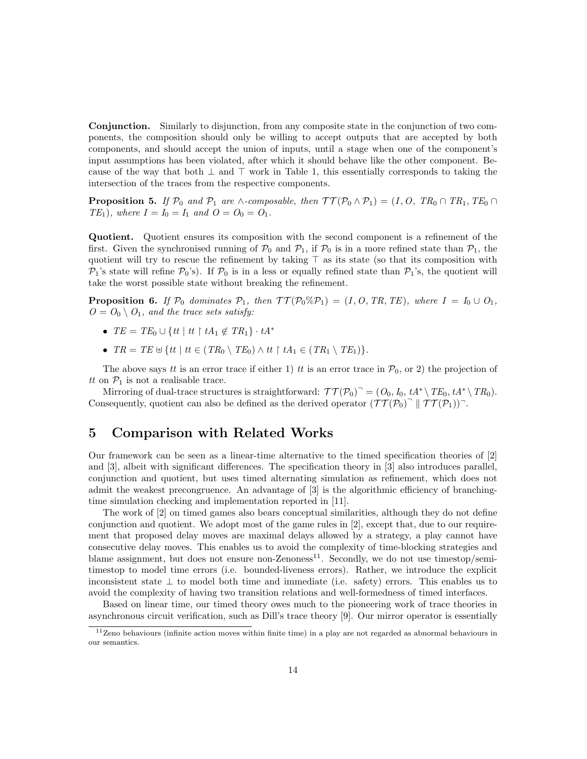**Conjunction.** Similarly to disjunction, from any composite state in the conjunction of two components, the composition should only be willing to accept outputs that are accepted by both components, and should accept the union of inputs, until a stage when one of the component's input assumptions has been violated, after which it should behave like the other component. Because of the way that both $\bot$ and $\top$ work in Table 1, this essentially corresponds to taking the intersection of the traces from the respective components.

**Proposition 5.** *If $\mathcal{P}_0$ and $\mathcal{P}_1$ are $\wedge$-composable, then $\mathcal{TT}(\mathcal{P}_0 \wedge \mathcal{P}_1) = (I, O, \, TR_0 \cap TR_1, TE_0 \cap TE_1)$, where $I = I_0 = I_1$ and $O = O_0 = O_1$.*

**Quotient.** Quotient ensures its composition with the second component is a refinement of the first. Given the synchronised running of $\mathcal{P}_0$ and $\mathcal{P}_1$, if $\mathcal{P}_0$ is in a more refined state than $\mathcal{P}_1$, the quotient will try to rescue the refinement by taking $\top$ as its state (so that its composition with $\mathcal{P}_1$'s state will refine $\mathcal{P}_0$'s). If $\mathcal{P}_0$ is in a less or equally refined state than $\mathcal{P}_1$'s, the quotient will take the worst possible state without breaking the refinement.

**Proposition 6.** *If $\mathcal{P}_0$ dominates $\mathcal{P}_1$, then $\mathcal{TT}(\mathcal{P}_0 \% \mathcal{P}_1) = (I, O, TR, TE)$, where $I = I_0 \cup O_1$, $O = O_0 \setminus O_1$, and the trace sets satisfy:*

- $TE = TE_0 \cup \{tt \mid tt \restriction tA_1 \notin TR_1\} \cdot tA^*$
- $TR = TE \uplus \{tt \mid tt \in (TR_0 \setminus TE_0) \wedge tt \restriction tA_1 \in (TR_1 \setminus TE_1)\}$.

The above says $tt$ is an error trace if either 1) $tt$ is an error trace in $\mathcal{P}_0$, or 2) the projection of $tt$ on $\mathcal{P}_1$ is not a realisable trace.

Mirroring of dual-trace structures is straightforward: $\mathcal{TT}(\mathcal{P}_0)^{\neg} = (O_0, I_0, \, tA^* \setminus TE_0, tA^* \setminus TR_0)$. Consequently, quotient can also be defined as the derived operator $(\mathcal{TT}(\mathcal{P}_0)^{\neg} \parallel \mathcal{TT}(\mathcal{P}_1))^{\neg}$.

# 5 Comparison with Related Works

Our framework can be seen as a linear-time alternative to the timed specification theories of [2] and [3], albeit with significant differences. The specification theory in [3] also introduces parallel, conjunction and quotient, but uses timed alternating simulation as refinement, which does not admit the weakest precongruence. An advantage of [3] is the algorithmic efficiency of branching-time simulation checking and implementation reported in [11].

The work of [2] on timed games also bears conceptual similarities, although they do not define conjunction and quotient. We adopt most of the game rules in [2], except that, due to our requirement that proposed delay moves are maximal delays allowed by a strategy, a play cannot have consecutive delay moves. This enables us to avoid the complexity of time-blocking strategies and blame assignment, but does not ensure non-Zenoness[11]. Secondly, we do not use timestop/semi-timestop to model time errors (i.e. bounded-liveness errors). Rather, we introduce the explicit inconsistent state $\bot$ to model both time and immediate (i.e. safety) errors. This enables us to avoid the complexity of having two transition relations and well-formedness of timed interfaces.

Based on linear time, our timed theory owes much to the pioneering work of trace theories in asynchronous circuit verification, such as Dill's trace theory [9]. Our mirror operator is essentially

[11] Zeno behaviours (infinite action moves within finite time) in a play are not regarded as abnormal behaviours in our semantics.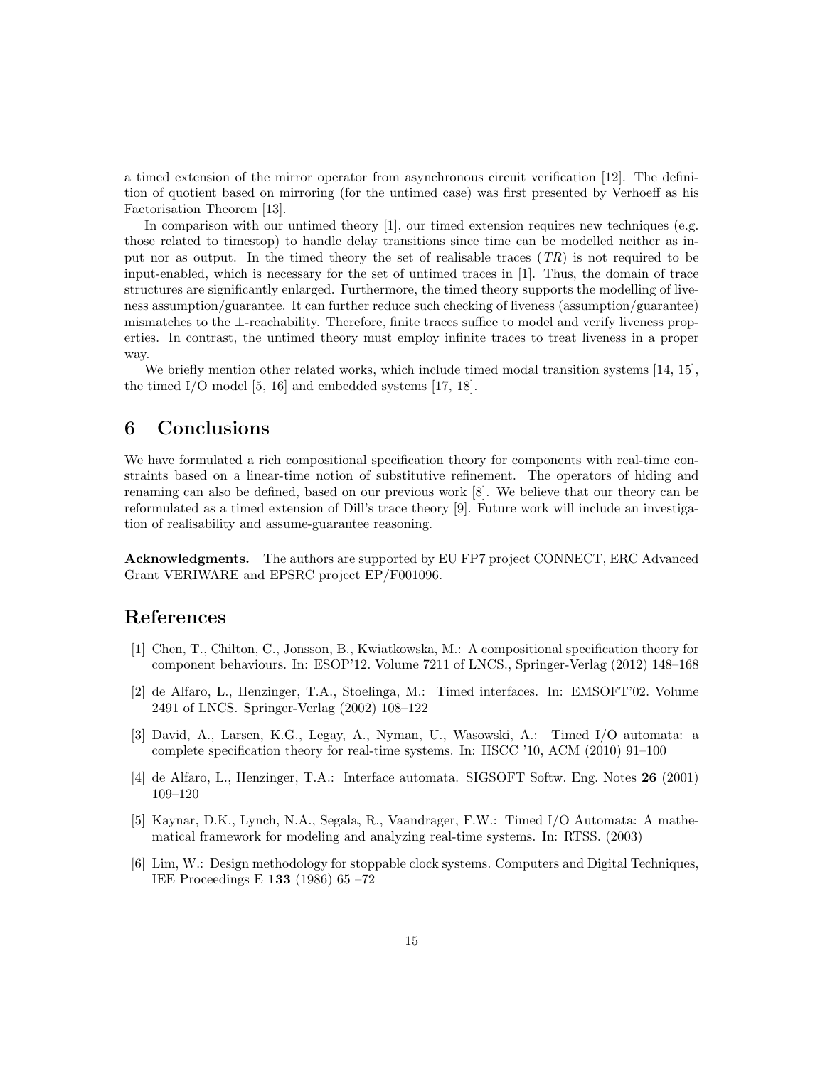a timed extension of the mirror operator from asynchronous circuit verification [12]. The definition of quotient based on mirroring (for the untimed case) was first presented by Verhoeff as his Factorisation Theorem [13].

In comparison with our untimed theory [1], our timed extension requires new techniques (e.g. those related to timestop) to handle delay transitions since time can be modelled neither as input nor as output. In the timed theory the set of realisable traces ($TR$) is not required to be input-enabled, which is necessary for the set of untimed traces in [1]. Thus, the domain of trace structures are significantly enlarged. Furthermore, the timed theory supports the modelling of liveness assumption/guarantee. It can further reduce such checking of liveness (assumption/guarantee) mismatches to the $\perp$-reachability. Therefore, finite traces suffice to model and verify liveness properties. In contrast, the untimed theory must employ infinite traces to treat liveness in a proper way.

We briefly mention other related works, which include timed modal transition systems [14, 15], the timed I/O model [5, 16] and embedded systems [17, 18].

# 6 Conclusions

We have formulated a rich compositional specification theory for components with real-time constraints based on a linear-time notion of substitutive refinement. The operators of hiding and renaming can also be defined, based on our previous work [8]. We believe that our theory can be reformulated as a timed extension of Dill's trace theory [9]. Future work will include an investigation of realisability and assume-guarantee reasoning.

**Acknowledgments.** The authors are supported by EU FP7 project CONNECT, ERC Advanced Grant VERIWARE and EPSRC project EP/F001096.

# References

[1] Chen, T., Chilton, C., Jonsson, B., Kwiatkowska, M.: A compositional specification theory for component behaviours. In: ESOP'12. Volume 7211 of LNCS., Springer-Verlag (2012) 148–168

[2] de Alfaro, L., Henzinger, T.A., Stoelinga, M.: Timed interfaces. In: EMSOFT'02. Volume 2491 of LNCS. Springer-Verlag (2002) 108–122

[3] David, A., Larsen, K.G., Legay, A., Nyman, U., Wasowski, A.: Timed I/O automata: a complete specification theory for real-time systems. In: HSCC '10, ACM (2010) 91–100

[4] de Alfaro, L., Henzinger, T.A.: Interface automata. SIGSOFT Softw. Eng. Notes **26** (2001) 109–120

[5] Kaynar, D.K., Lynch, N.A., Segala, R., Vaandrager, F.W.: Timed I/O Automata: A mathematical framework for modeling and analyzing real-time systems. In: RTSS. (2003)

[6] Lim, W.: Design methodology for stoppable clock systems. Computers and Digital Techniques, IEE Proceedings E **133** (1986) 65 –72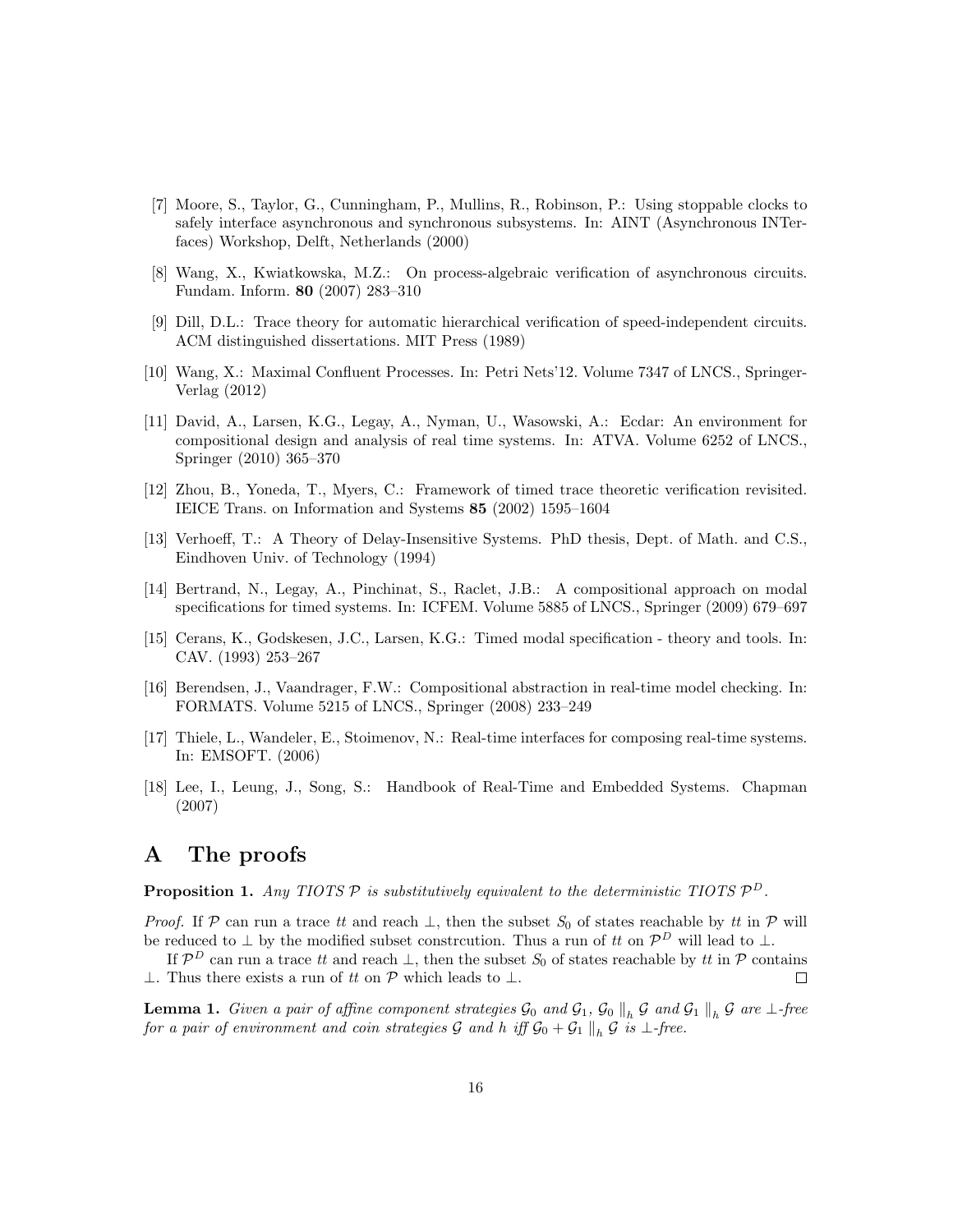[7] Moore, S., Taylor, G., Cunningham, P., Mullins, R., Robinson, P.: Using stoppable clocks to safely interface asynchronous and synchronous subsystems. In: AINT (Asynchronous INTerfaces) Workshop, Delft, Netherlands (2000)

[8] Wang, X., Kwiatkowska, M.Z.: On process-algebraic verification of asynchronous circuits. Fundam. Inform. **80** (2007) 283–310

[9] Dill, D.L.: Trace theory for automatic hierarchical verification of speed-independent circuits. ACM distinguished dissertations. MIT Press (1989)

[10] Wang, X.: Maximal Confluent Processes. In: Petri Nets'12. Volume 7347 of LNCS., Springer-Verlag (2012)

[11] David, A., Larsen, K.G., Legay, A., Nyman, U., Wasowski, A.: Ecdar: An environment for compositional design and analysis of real time systems. In: ATVA. Volume 6252 of LNCS., Springer (2010) 365–370

[12] Zhou, B., Yoneda, T., Myers, C.: Framework of timed trace theoretic verification revisited. IEICE Trans. on Information and Systems **85** (2002) 1595–1604

[13] Verhoeff, T.: A Theory of Delay-Insensitive Systems. PhD thesis, Dept. of Math. and C.S., Eindhoven Univ. of Technology (1994)

[14] Bertrand, N., Legay, A., Pinchinat, S., Raclet, J.B.: A compositional approach on modal specifications for timed systems. In: ICFEM. Volume 5885 of LNCS., Springer (2009) 679–697

[15] Cerans, K., Godskesen, J.C., Larsen, K.G.: Timed modal specification - theory and tools. In: CAV. (1993) 253–267

[16] Berendsen, J., Vaandrager, F.W.: Compositional abstraction in real-time model checking. In: FORMATS. Volume 5215 of LNCS., Springer (2008) 233–249

[17] Thiele, L., Wandeler, E., Stoimenov, N.: Real-time interfaces for composing real-time systems. In: EMSOFT. (2006)

[18] Lee, I., Leung, J., Song, S.: Handbook of Real-Time and Embedded Systems. Chapman (2007)

# A The proofs

**Proposition 1.** *Any TIOTS $\mathcal{P}$ is substitutively equivalent to the deterministic TIOTS $\mathcal{P}^D$.*

*Proof.* If $\mathcal{P}$ can run a trace $tt$ and reach $\bot$, then the subset $S_0$ of states reachable by $tt$ in $\mathcal{P}$ will be reduced to $\bot$ by the modified subset constrcution. Thus a run of $tt$ on $\mathcal{P}^D$ will lead to $\bot$.

If $\mathcal{P}^D$ can run a trace $tt$ and reach $\bot$, then the subset $S_0$ of states reachable by $tt$ in $\mathcal{P}$ contains $\bot$. Thus there exists a run of $tt$ on $\mathcal{P}$ which leads to $\bot$. □

**Lemma 1.** *Given a pair of affine component strategies $\mathcal{G}_0$ and $\mathcal{G}_1$, $\mathcal{G}_0 \parallel_h \mathcal{G}$ and $\mathcal{G}_1 \parallel_h \mathcal{G}$ are $\bot$-free for a pair of environment and coin strategies $\mathcal{G}$ and $h$ iff $\mathcal{G}_0 + \mathcal{G}_1 \parallel_h \mathcal{G}$ is $\bot$-free.*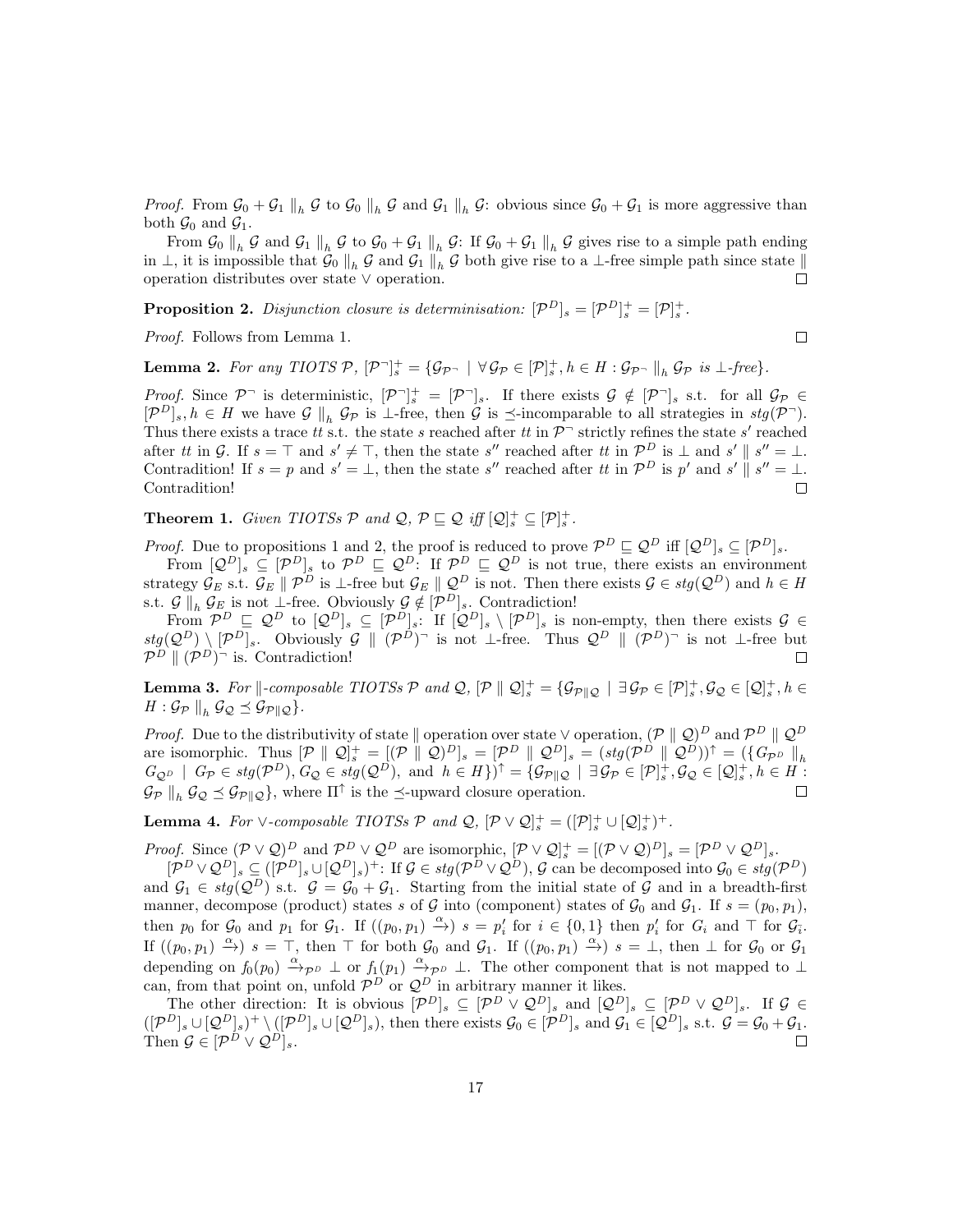*Proof.* From $\mathcal{G}_0 + \mathcal{G}_1 \parallel_h \mathcal{G}$ to $\mathcal{G}_0 \parallel_h \mathcal{G}$ and $\mathcal{G}_1 \parallel_h \mathcal{G}$: obvious since $\mathcal{G}_0 + \mathcal{G}_1$ is more aggressive than both $\mathcal{G}_0$ and $\mathcal{G}_1$.

From $\mathcal{G}_0 \parallel_h \mathcal{G}$ and $\mathcal{G}_1 \parallel_h \mathcal{G}$ to $\mathcal{G}_0 + \mathcal{G}_1 \parallel_h \mathcal{G}$: If $\mathcal{G}_0 + \mathcal{G}_1 \parallel_h \mathcal{G}$ gives rise to a simple path ending in $\bot$, it is impossible that $\mathcal{G}_0 \parallel_h \mathcal{G}$ and $\mathcal{G}_1 \parallel_h \mathcal{G}$ both give rise to a $\bot$-free simple path since state $\parallel$ operation distributes over state $\vee$ operation. ☐

**Proposition 2.** *Disjunction closure is determinisation:* $[\mathcal{P}^D]_s = [\mathcal{P}^D]_s^+ = [\mathcal{P}]_s^+$.

*Proof.* Follows from Lemma 1. ☐

**Lemma 2.** *For any TIOTS* $\mathcal{P}$, $[\mathcal{P}^\neg]_s^+ = \{\mathcal{G}_{\mathcal{P}^\neg} \mid \forall \mathcal{G}_{\mathcal{P}} \in [\mathcal{P}]_s^+, h \in H : \mathcal{G}_{\mathcal{P}^\neg} \parallel_h \mathcal{G}_{\mathcal{P}}$ *is* $\bot$*-free*$\}$.

*Proof.* Since $\mathcal{P}^\neg$ is deterministic, $[\mathcal{P}^\neg]_s^+ = [\mathcal{P}^\neg]_s$. If there exists $\mathcal{G} \notin [\mathcal{P}^\neg]_s$ s.t. for all $\mathcal{G}_{\mathcal{P}} \in [\mathcal{P}^D]_s, h \in H$ we have $\mathcal{G} \parallel_h \mathcal{G}_{\mathcal{P}}$ is $\bot$-free, then $\mathcal{G}$ is $\preceq$-incomparable to all strategies in $stg(\mathcal{P}^\neg)$. Thus there exists a trace $tt$ s.t. the state $s$ reached after $tt$ in $\mathcal{P}^\neg$ strictly refines the state $s'$ reached after $tt$ in $\mathcal{G}$. If $s = \top$ and $s' \neq \top$, then the state $s''$ reached after $tt$ in $\mathcal{P}^D$ is $\bot$ and $s' \parallel s'' = \bot$. Contradition! If $s = p$ and $s' = \bot$, then the state $s''$ reached after $tt$ in $\mathcal{P}^D$ is $p'$ and $s' \parallel s'' = \bot$. Contradition! ☐

**Theorem 1.** *Given TIOTSs* $\mathcal{P}$ *and* $\mathcal{Q}$, $\mathcal{P} \sqsubseteq \mathcal{Q}$ *iff* $[\mathcal{Q}]_s^+ \subseteq [\mathcal{P}]_s^+$.

*Proof.* Due to propositions 1 and 2, the proof is reduced to prove $\mathcal{P}^D \sqsubseteq \mathcal{Q}^D$ iff $[\mathcal{Q}^D]_s \subseteq [\mathcal{P}^D]_s$.

From $[\mathcal{Q}^D]_s \subseteq [\mathcal{P}^D]_s$ to $\mathcal{P}^D \sqsubseteq \mathcal{Q}^D$: If $\mathcal{P}^D \sqsubseteq \mathcal{Q}^D$ is not true, there exists an environment strategy $\mathcal{G}_E$ s.t. $\mathcal{G}_E \parallel \mathcal{P}^D$ is $\bot$-free but $\mathcal{G}_E \parallel \mathcal{Q}^D$ is not. Then there exists $\mathcal{G} \in stg(\mathcal{Q}^D)$ and $h \in H$ s.t. $\mathcal{G} \parallel_h \mathcal{G}_E$ is not $\bot$-free. Obviously $\mathcal{G} \notin [\mathcal{P}^D]_s$. Contradiction!

From $\mathcal{P}^D \sqsubseteq \mathcal{Q}^D$ to $[\mathcal{Q}^D]_s \subseteq [\mathcal{P}^D]_s$: If $[\mathcal{Q}^D]_s \setminus [\mathcal{P}^D]_s$ is non-empty, then there exists $\mathcal{G} \in stg(\mathcal{Q}^D) \setminus [\mathcal{P}^D]_s$. Obviously $\mathcal{G} \parallel (\mathcal{P}^D)^\neg$ is not $\bot$-free. Thus $\mathcal{Q}^D \parallel (\mathcal{P}^D)^\neg$ is not $\bot$-free but $\mathcal{P}^D \parallel (\mathcal{P}^D)^\neg$ is. Contradiction! ☐

**Lemma 3.** *For* $\parallel$*-composable TIOTSs* $\mathcal{P}$ *and* $\mathcal{Q}$, $[\mathcal{P} \parallel \mathcal{Q}]_s^+ = \{\mathcal{G}_{\mathcal{P}\parallel\mathcal{Q}} \mid \exists \mathcal{G}_{\mathcal{P}} \in [\mathcal{P}]_s^+, \mathcal{G}_{\mathcal{Q}} \in [\mathcal{Q}]_s^+, h \in H : \mathcal{G}_{\mathcal{P}} \parallel_h \mathcal{G}_{\mathcal{Q}} \preceq \mathcal{G}_{\mathcal{P}\parallel\mathcal{Q}}\}$.

*Proof.* Due to the distributivity of state $\parallel$ operation over state $\vee$ operation, $(\mathcal{P} \parallel \mathcal{Q})^D$ and $\mathcal{P}^D \parallel \mathcal{Q}^D$ are isomorphic. Thus $[\mathcal{P} \parallel \mathcal{Q}]_s^+ = [(\mathcal{P} \parallel \mathcal{Q})^D]_s = [\mathcal{P}^D \parallel \mathcal{Q}^D]_s = (stg(\mathcal{P}^D \parallel \mathcal{Q}^D))^\uparrow = (\{G_{\mathcal{P}^D} \parallel_h G_{\mathcal{Q}^D} \mid G_{\mathcal{P}} \in stg(\mathcal{P}^D), G_{\mathcal{Q}} \in stg(\mathcal{Q}^D),$ and $h \in H\})^\uparrow = \{\mathcal{G}_{\mathcal{P}\parallel\mathcal{Q}} \mid \exists \mathcal{G}_{\mathcal{P}} \in [\mathcal{P}]_s^+, \mathcal{G}_{\mathcal{Q}} \in [\mathcal{Q}]_s^+, h \in H : \mathcal{G}_{\mathcal{P}} \parallel_h \mathcal{G}_{\mathcal{Q}} \preceq \mathcal{G}_{\mathcal{P}\parallel\mathcal{Q}}\}$, where $\Pi^\uparrow$ is the $\preceq$-upward closure operation. ☐

**Lemma 4.** *For* $\vee$*-composable TIOTSs* $\mathcal{P}$ *and* $\mathcal{Q}$, $[\mathcal{P} \vee \mathcal{Q}]_s^+ = ([\mathcal{P}]_s^+ \cup [\mathcal{Q}]_s^+)^+$.

*Proof.* Since $(\mathcal{P} \vee \mathcal{Q})^D$ and $\mathcal{P}^D \vee \mathcal{Q}^D$ are isomorphic, $[\mathcal{P} \vee \mathcal{Q}]_s^+ = [(\mathcal{P} \vee \mathcal{Q})^D]_s = [\mathcal{P}^D \vee \mathcal{Q}^D]_s$.

$[\mathcal{P}^D \vee \mathcal{Q}^D]_s \subseteq ([\mathcal{P}^D]_s \cup [\mathcal{Q}^D]_s)^+$: If $\mathcal{G} \in stg(\mathcal{P}^D \vee \mathcal{Q}^D)$, $\mathcal{G}$ can be decomposed into $\mathcal{G}_0 \in stg(\mathcal{P}^D)$ and $\mathcal{G}_1 \in stg(\mathcal{Q}^D)$ s.t. $\mathcal{G} = \mathcal{G}_0 + \mathcal{G}_1$. Starting from the initial state of $\mathcal{G}$ and in a breadth-first manner, decompose (product) states $s$ of $\mathcal{G}$ into (component) states of $\mathcal{G}_0$ and $\mathcal{G}_1$. If $s = (p_0, p_1)$, then $p_0$ for $\mathcal{G}_0$ and $p_1$ for $\mathcal{G}_1$. If $((p_0, p_1) \xrightarrow{\alpha}) \ s = p'_i$ for $i \in \{0, 1\}$ then $p'_i$ for $G_i$ and $\top$ for $\mathcal{G}_{\bar{i}}$. If $((p_0, p_1) \xrightarrow{\alpha}) \ s = \top$, then $\top$ for both $\mathcal{G}_0$ and $\mathcal{G}_1$. If $((p_0, p_1) \xrightarrow{\alpha}) \ s = \bot$, then $\bot$ for $\mathcal{G}_0$ or $\mathcal{G}_1$ depending on $f_0(p_0) \xrightarrow{\alpha}_{\mathcal{P}^D} \bot$ or $f_1(p_1) \xrightarrow{\alpha}_{\mathcal{P}^D} \bot$. The other component that is not mapped to $\bot$ can, from that point on, unfold $\mathcal{P}^D$ or $\mathcal{Q}^D$ in arbitrary manner it likes.

The other direction: It is obvious $[\mathcal{P}^D]_s \subseteq [\mathcal{P}^D \vee \mathcal{Q}^D]_s$ and $[\mathcal{Q}^D]_s \subseteq [\mathcal{P}^D \vee \mathcal{Q}^D]_s$. If $\mathcal{G} \in ([\mathcal{P}^D]_s \cup [\mathcal{Q}^D]_s)^+ \setminus ([\mathcal{P}^D]_s \cup [\mathcal{Q}^D]_s)$, then there exists $\mathcal{G}_0 \in [\mathcal{P}^D]_s$ and $\mathcal{G}_1 \in [\mathcal{Q}^D]_s$ s.t. $\mathcal{G} = \mathcal{G}_0 + \mathcal{G}_1$. Then $\mathcal{G} \in [\mathcal{P}^D \vee \mathcal{Q}^D]_s$. ☐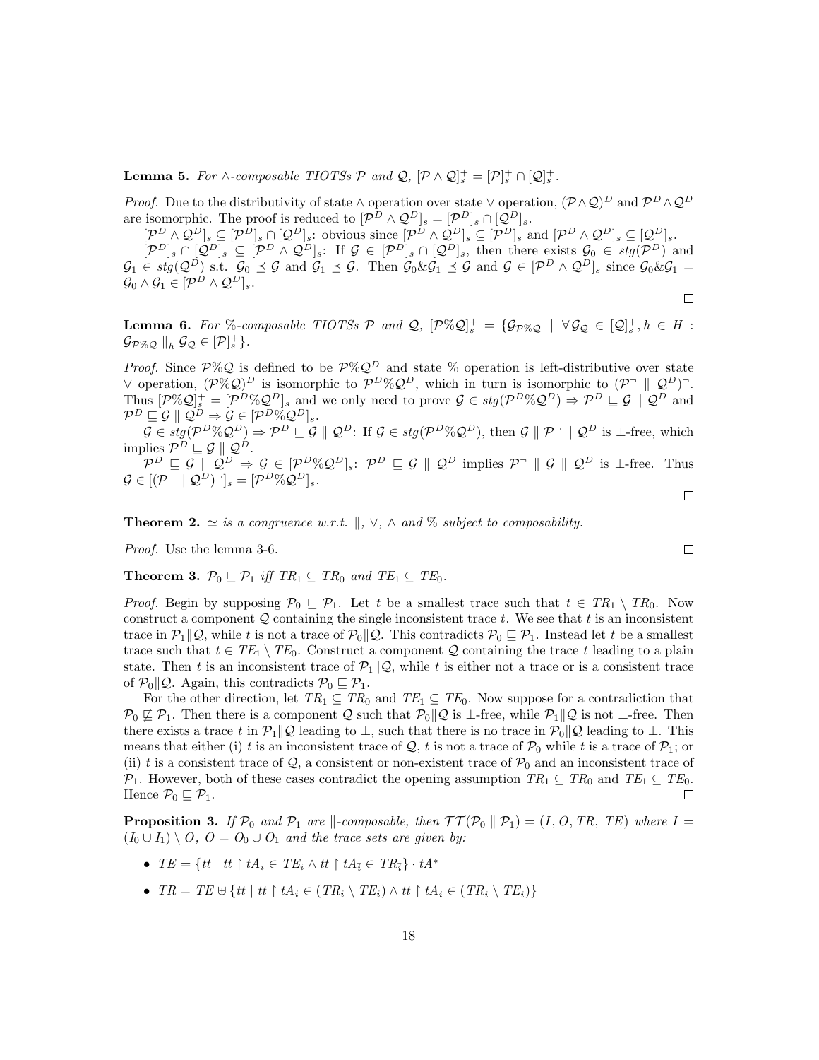**Lemma 5.** *For $\wedge$-composable TIOTSs $\mathcal{P}$ and $\mathcal{Q}$, $[\mathcal{P} \wedge \mathcal{Q}]_s^+ = [\mathcal{P}]_s^+ \cap [\mathcal{Q}]_s^+$.*

*Proof.* Due to the distributivity of state $\wedge$ operation over state $\vee$ operation, $(\mathcal{P} \wedge \mathcal{Q})^D$ and $\mathcal{P}^D \wedge \mathcal{Q}^D$ are isomorphic. The proof is reduced to $[\mathcal{P}^D \wedge \mathcal{Q}^D]_s = [\mathcal{P}^D]_s \cap [\mathcal{Q}^D]_s$.

$[\mathcal{P}^D \wedge \mathcal{Q}^D]_s \subseteq [\mathcal{P}^D]_s \cap [\mathcal{Q}^D]_s$: obvious since $[\mathcal{P}^D \wedge \mathcal{Q}^D]_s \subseteq [\mathcal{P}^D]_s$ and $[\mathcal{P}^D \wedge \mathcal{Q}^D]_s \subseteq [\mathcal{Q}^D]_s$.

$[\mathcal{P}^D]_s \cap [\mathcal{Q}^D]_s \subseteq [\mathcal{P}^D \wedge \mathcal{Q}^D]_s$: If $\mathcal{G} \in [\mathcal{P}^D]_s \cap [\mathcal{Q}^D]_s$, then there exists $\mathcal{G}_0 \in stg(\mathcal{P}^D)$ and $\mathcal{G}_1 \in stg(\mathcal{Q}^D)$ s.t. $\mathcal{G}_0 \preceq \mathcal{G}$ and $\mathcal{G}_1 \preceq \mathcal{G}$. Then $\mathcal{G}_0 \& \mathcal{G}_1 \preceq \mathcal{G}$ and $\mathcal{G} \in [\mathcal{P}^D \wedge \mathcal{Q}^D]_s$ since $\mathcal{G}_0 \& \mathcal{G}_1 = \mathcal{G}_0 \wedge \mathcal{G}_1 \in [\mathcal{P}^D \wedge \mathcal{Q}^D]_s$. ☐

**Lemma 6.** *For %-composable TIOTSs $\mathcal{P}$ and $\mathcal{Q}$, $[\mathcal{P}\%\mathcal{Q}]_s^+ = \{\mathcal{G}_{\mathcal{P}\%\mathcal{Q}} \mid \forall \mathcal{G}_{\mathcal{Q}} \in [\mathcal{Q}]_s^+, h \in H : \mathcal{G}_{\mathcal{P}\%\mathcal{Q}} \parallel_h \mathcal{G}_{\mathcal{Q}} \in [\mathcal{P}]_s^+\}$.*

*Proof.* Since $\mathcal{P}\%\mathcal{Q}$ is defined to be $\mathcal{P}\%\mathcal{Q}^D$ and state % operation is left-distributive over state $\vee$ operation, $(\mathcal{P}\%\mathcal{Q})^D$ is isomorphic to $\mathcal{P}^D\%\mathcal{Q}^D$, which in turn is isomorphic to $(\mathcal{P}^\neg \parallel \mathcal{Q}^D)^\neg$. Thus $[\mathcal{P}\%\mathcal{Q}]_s^+ = [\mathcal{P}^D\%\mathcal{Q}^D]_s$ and we only need to prove $\mathcal{G} \in stg(\mathcal{P}^D\%\mathcal{Q}^D) \Rightarrow \mathcal{P}^D \sqsubseteq \mathcal{G} \parallel \mathcal{Q}^D$ and $\mathcal{P}^D \sqsubseteq \mathcal{G} \parallel \mathcal{Q}^D \Rightarrow \mathcal{G} \in [\mathcal{P}^D\%\mathcal{Q}^D]_s$.

$\mathcal{G} \in stg(\mathcal{P}^D\%\mathcal{Q}^D) \Rightarrow \mathcal{P}^D \sqsubseteq \mathcal{G} \parallel \mathcal{Q}^D$: If $\mathcal{G} \in stg(\mathcal{P}^D\%\mathcal{Q}^D)$, then $\mathcal{G} \parallel \mathcal{P}^\neg \parallel \mathcal{Q}^D$ is $\perp$-free, which implies $\mathcal{P}^D \sqsubseteq \mathcal{G} \parallel \mathcal{Q}^D$.

$\mathcal{P}^D \sqsubseteq \mathcal{G} \parallel \mathcal{Q}^D \Rightarrow \mathcal{G} \in [\mathcal{P}^D\%\mathcal{Q}^D]_s$: $\mathcal{P}^D \sqsubseteq \mathcal{G} \parallel \mathcal{Q}^D$ implies $\mathcal{P}^\neg \parallel \mathcal{G} \parallel \mathcal{Q}^D$ is $\perp$-free. Thus $\mathcal{G} \in [(\mathcal{P}^\neg \parallel \mathcal{Q}^D)^\neg]_s = [\mathcal{P}^D\%\mathcal{Q}^D]_s$. ☐

**Theorem 2.** *$\simeq$ is a congruence w.r.t. $\parallel$, $\vee$, $\wedge$ and % subject to composability.*

*Proof.* Use the lemma 3-6. ☐

**Theorem 3.** *$\mathcal{P}_0 \sqsubseteq \mathcal{P}_1$ iff $TR_1 \subseteq TR_0$ and $TE_1 \subseteq TE_0$.*

*Proof.* Begin by supposing $\mathcal{P}_0 \sqsubseteq \mathcal{P}_1$. Let $t$ be a smallest trace such that $t \in TR_1 \setminus TR_0$. Now construct a component $\mathcal{Q}$ containing the single inconsistent trace $t$. We see that $t$ is an inconsistent trace in $\mathcal{P}_1 \| \mathcal{Q}$, while $t$ is not a trace of $\mathcal{P}_0 \| \mathcal{Q}$. This contradicts $\mathcal{P}_0 \sqsubseteq \mathcal{P}_1$. Instead let $t$ be a smallest trace such that $t \in TE_1 \setminus TE_0$. Construct a component $\mathcal{Q}$ containing the trace $t$ leading to a plain state. Then $t$ is an inconsistent trace of $\mathcal{P}_1 \| \mathcal{Q}$, while $t$ is either not a trace or is a consistent trace of $\mathcal{P}_0 \| \mathcal{Q}$. Again, this contradicts $\mathcal{P}_0 \sqsubseteq \mathcal{P}_1$.

For the other direction, let $TR_1 \subseteq TR_0$ and $TE_1 \subseteq TE_0$. Now suppose for a contradiction that $\mathcal{P}_0 \not\sqsubseteq \mathcal{P}_1$. Then there is a component $\mathcal{Q}$ such that $\mathcal{P}_0 \| \mathcal{Q}$ is $\perp$-free, while $\mathcal{P}_1 \| \mathcal{Q}$ is not $\perp$-free. Then there exists a trace $t$ in $\mathcal{P}_1 \| \mathcal{Q}$ leading to $\perp$, such that there is no trace in $\mathcal{P}_0 \| \mathcal{Q}$ leading to $\perp$. This means that either (i) $t$ is an inconsistent trace of $\mathcal{Q}$, $t$ is not a trace of $\mathcal{P}_0$ while $t$ is a trace of $\mathcal{P}_1$; or (ii) $t$ is a consistent trace of $\mathcal{Q}$, a consistent or non-existent trace of $\mathcal{P}_0$ and an inconsistent trace of $\mathcal{P}_1$. However, both of these cases contradict the opening assumption $TR_1 \subseteq TR_0$ and $TE_1 \subseteq TE_0$. Hence $\mathcal{P}_0 \sqsubseteq \mathcal{P}_1$. ☐

**Proposition 3.** *If $\mathcal{P}_0$ and $\mathcal{P}_1$ are $\parallel$-composable, then $\mathcal{TT}(\mathcal{P}_0 \parallel \mathcal{P}_1) = (I, O, TR, TE)$ where $I = (I_0 \cup I_1) \setminus O$, $O = O_0 \cup O_1$ and the trace sets are given by:*

- $TE = \{tt \mid tt \upharpoonright tA_i \in TE_i \wedge tt \upharpoonright tA_{\bar{i}} \in TR_{\bar{i}}\} \cdot tA^*$
- $TR = TE \uplus \{tt \mid tt \upharpoonright tA_i \in (TR_i \setminus TE_i) \wedge tt \upharpoonright tA_{\bar{i}} \in (TR_{\bar{i}} \setminus TE_{\bar{i}})\}$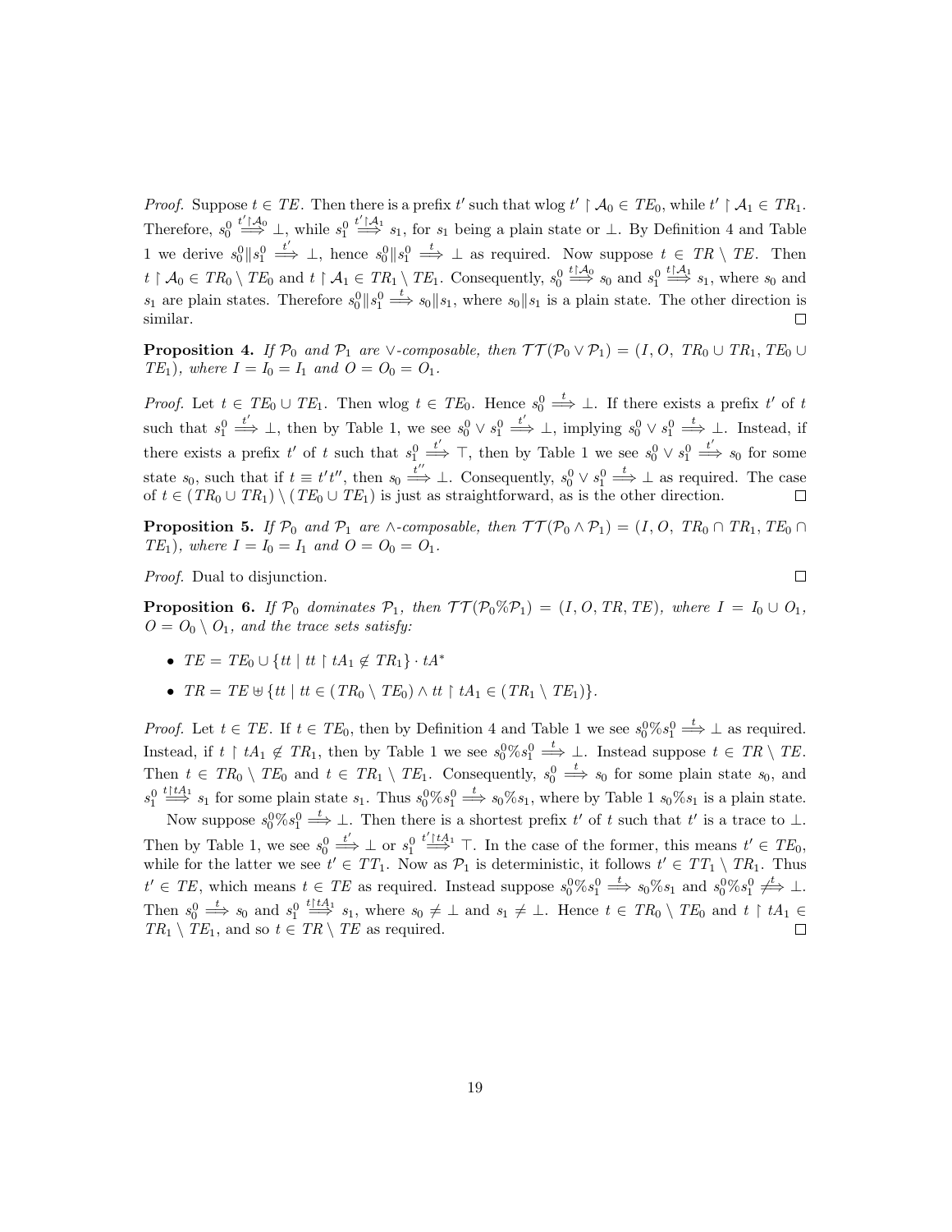*Proof.* Suppose $t \in TE$. Then there is a prefix $t'$ such that wlog $t' \restriction \mathcal{A}_0 \in TE_0$, while $t' \restriction \mathcal{A}_1 \in TR_1$. Therefore, $s_0^0 \stackrel{t' \restriction \mathcal{A}_0}{\Longrightarrow} \bot$, while $s_1^0 \stackrel{t' \restriction \mathcal{A}_1}{\Longrightarrow} s_1$, for $s_1$ being a plain state or $\bot$. By Definition 4 and Table 1 we derive $s_0^0 \| s_1^0 \stackrel{t'}{\Longrightarrow} \bot$, hence $s_0^0 \| s_1^0 \stackrel{t}{\Longrightarrow} \bot$ as required. Now suppose $t \in TR \setminus TE$. Then $t \restriction \mathcal{A}_0 \in TR_0 \setminus TE_0$ and $t \restriction \mathcal{A}_1 \in TR_1 \setminus TE_1$. Consequently, $s_0^0 \stackrel{t \restriction \mathcal{A}_0}{\Longrightarrow} s_0$ and $s_1^0 \stackrel{t \restriction \mathcal{A}_1}{\Longrightarrow} s_1$, where $s_0$ and $s_1$ are plain states. Therefore $s_0^0 \| s_1^0 \stackrel{t}{\Longrightarrow} s_0 \| s_1$, where $s_0 \| s_1$ is a plain state. The other direction is similar. □

**Proposition 4.** *If $\mathcal{P}_0$ and $\mathcal{P}_1$ are $\vee$-composable, then $\mathcal{TT}(\mathcal{P}_0 \vee \mathcal{P}_1) = (I, O,\ TR_0 \cup TR_1, TE_0 \cup TE_1)$, where $I = I_0 = I_1$ and $O = O_0 = O_1$.*

*Proof.* Let $t \in TE_0 \cup TE_1$. Then wlog $t \in TE_0$. Hence $s_0^0 \stackrel{t}{\Longrightarrow} \bot$. If there exists a prefix $t'$ of $t$ such that $s_1^0 \stackrel{t'}{\Longrightarrow} \bot$, then by Table 1, we see $s_0^0 \vee s_1^0 \stackrel{t'}{\Longrightarrow} \bot$, implying $s_0^0 \vee s_1^0 \stackrel{t}{\Longrightarrow} \bot$. Instead, if there exists a prefix $t'$ of $t$ such that $s_1^0 \stackrel{t'}{\Longrightarrow} \top$, then by Table 1 we see $s_0^0 \vee s_1^0 \stackrel{t'}{\Longrightarrow} s_0$ for some state $s_0$, such that if $t \equiv t't''$, then $s_0 \stackrel{t''}{\Longrightarrow} \bot$. Consequently, $s_0^0 \vee s_1^0 \stackrel{t}{\Longrightarrow} \bot$ as required. The case of $t \in (TR_0 \cup TR_1) \setminus (TE_0 \cup TE_1)$ is just as straightforward, as is the other direction. □

**Proposition 5.** *If $\mathcal{P}_0$ and $\mathcal{P}_1$ are $\wedge$-composable, then $\mathcal{TT}(\mathcal{P}_0 \wedge \mathcal{P}_1) = (I, O,\ TR_0 \cap TR_1, TE_0 \cap TE_1)$, where $I = I_0 = I_1$ and $O = O_0 = O_1$.*

*Proof.* Dual to disjunction. □

**Proposition 6.** *If $\mathcal{P}_0$ dominates $\mathcal{P}_1$, then $\mathcal{TT}(\mathcal{P}_0 \% \mathcal{P}_1) = (I, O, TR, TE)$, where $I = I_0 \cup O_1$, $O = O_0 \setminus O_1$, and the trace sets satisfy:*

- $TE = TE_0 \cup \{tt \mid tt \restriction tA_1 \notin TR_1\} \cdot tA^*$
- $TR = TE \uplus \{tt \mid tt \in (TR_0 \setminus TE_0) \wedge tt \restriction tA_1 \in (TR_1 \setminus TE_1)\}$.

*Proof.* Let $t \in TE$. If $t \in TE_0$, then by Definition 4 and Table 1 we see $s_0^0 \% s_1^0 \stackrel{t}{\Longrightarrow} \bot$ as required. Instead, if $t \restriction tA_1 \notin TR_1$, then by Table 1 we see $s_0^0 \% s_1^0 \stackrel{t}{\Longrightarrow} \bot$. Instead suppose $t \in TR \setminus TE$. Then $t \in TR_0 \setminus TE_0$ and $t \in TR_1 \setminus TE_1$. Consequently, $s_0^0 \stackrel{t}{\Longrightarrow} s_0$ for some plain state $s_0$, and $s_1^0 \stackrel{t \restriction tA_1}{\Longrightarrow} s_1$ for some plain state $s_1$. Thus $s_0^0 \% s_1^0 \stackrel{t}{\Longrightarrow} s_0 \% s_1$, where by Table 1 $s_0 \% s_1$ is a plain state.

Now suppose $s_0^0 \% s_1^0 \stackrel{t}{\Longrightarrow} \bot$. Then there is a shortest prefix $t'$ of $t$ such that $t'$ is a trace to $\bot$. Then by Table 1, we see $s_0^0 \stackrel{t'}{\Longrightarrow} \bot$ or $s_1^0 \stackrel{t' \restriction tA_1}{\Longrightarrow} \top$. In the case of the former, this means $t' \in TE_0$, while for the latter we see $t' \in TT_1$. Now as $\mathcal{P}_1$ is deterministic, it follows $t' \in TT_1 \setminus TR_1$. Thus $t' \in TE$, which means $t \in TE$ as required. Instead suppose $s_0^0 \% s_1^0 \stackrel{t}{\Longrightarrow} s_0 \% s_1$ and $s_0^0 \% s_1^0 \stackrel{t}{\not\Longrightarrow} \bot$. Then $s_0^0 \stackrel{t}{\Longrightarrow} s_0$ and $s_1^0 \stackrel{t \restriction tA_1}{\Longrightarrow} s_1$, where $s_0 \neq \bot$ and $s_1 \neq \bot$. Hence $t \in TR_0 \setminus TE_0$ and $t \restriction tA_1 \in TR_1 \setminus TE_1$, and so $t \in TR \setminus TE$ as required. □